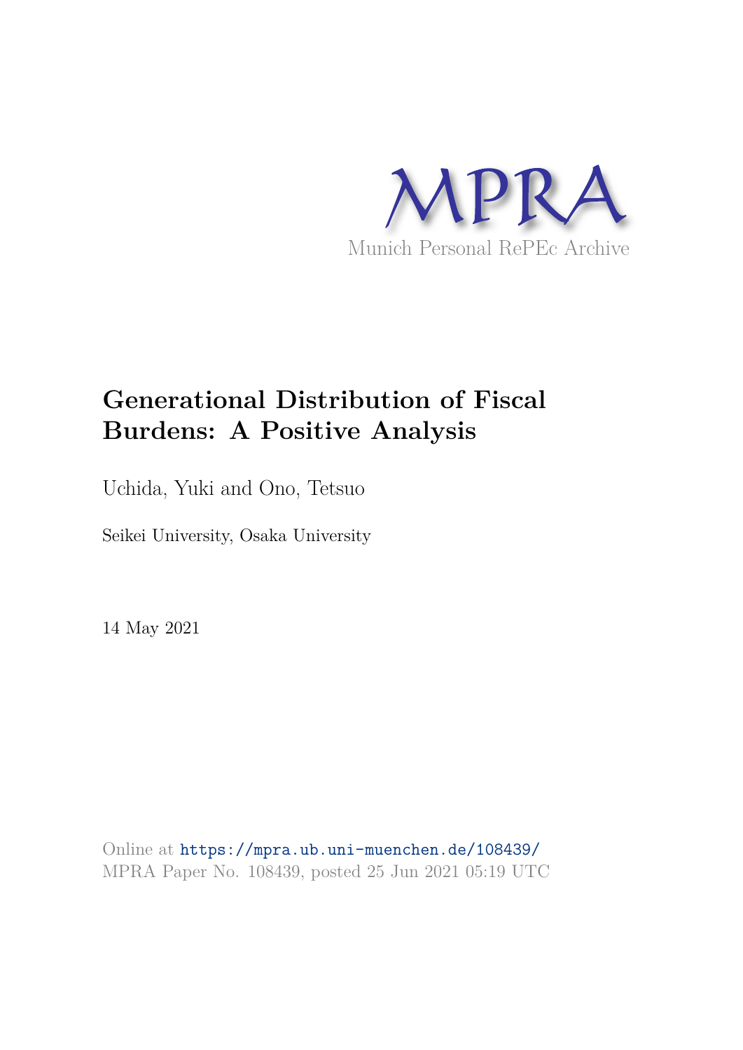# Generational Distribution of Fiscal Burdens: A Positive Analysis

Uchida, Yuki and Ono, Tetsuo

Seikei University, Osaka University

14 May 2021

Online at https://mpra.ub.uni-muenchen.de/108439/
MPRA Paper No. 108439, posted 25 Jun 2021 05:19 UTC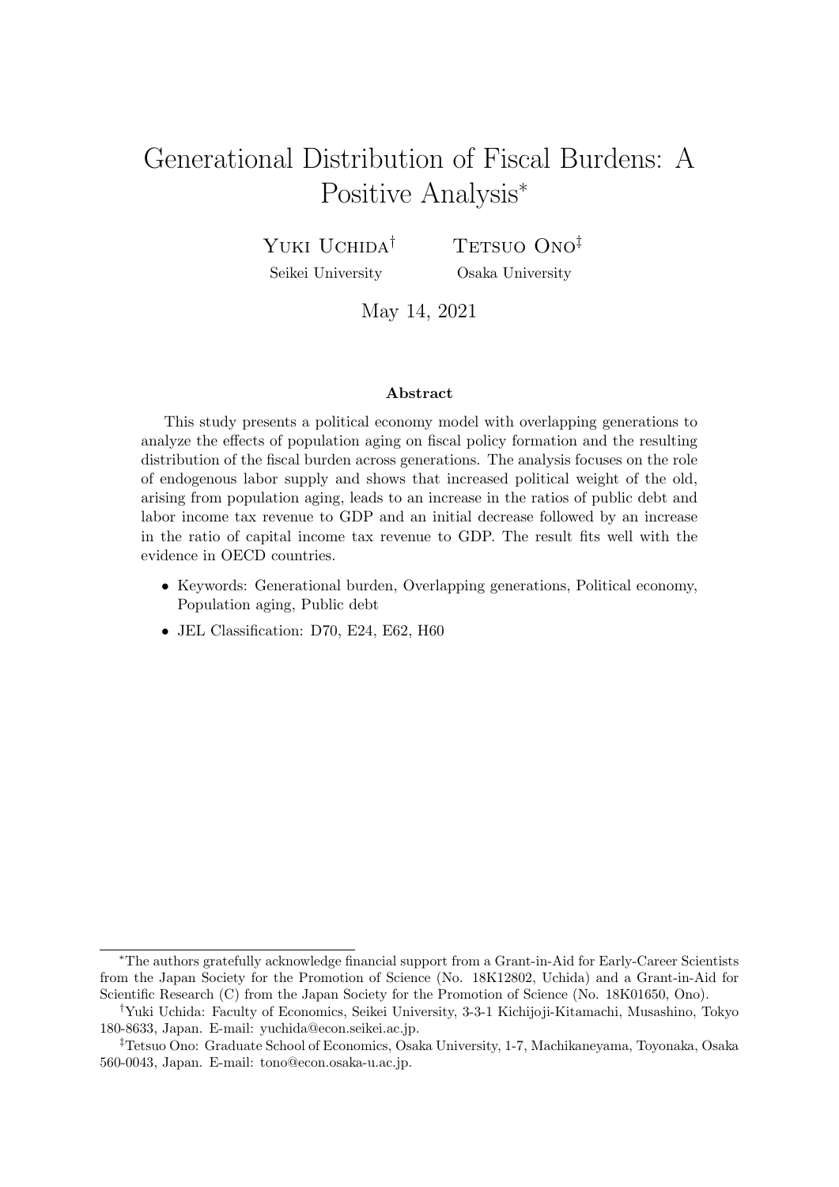# Generational Distribution of Fiscal Burdens: A Positive Analysis*

Yuki Uchida† (Seikei University)

Tetsuo Ono‡ (Osaka University)

May 14, 2021

**Abstract**

This study presents a political economy model with overlapping generations to analyze the effects of population aging on fiscal policy formation and the resulting distribution of the fiscal burden across generations. The analysis focuses on the role of endogenous labor supply and shows that increased political weight of the old, arising from population aging, leads to an increase in the ratios of public debt and labor income tax revenue to GDP and an initial decrease followed by an increase in the ratio of capital income tax revenue to GDP. The result fits well with the evidence in OECD countries.

- Keywords: Generational burden, Overlapping generations, Political economy, Population aging, Public debt
- JEL Classification: D70, E24, E62, H60

---

*The authors gratefully acknowledge financial support from a Grant-in-Aid for Early-Career Scientists from the Japan Society for the Promotion of Science (No. 18K12802, Uchida) and a Grant-in-Aid for Scientific Research (C) from the Japan Society for the Promotion of Science (No. 18K01650, Ono).

†Yuki Uchida: Faculty of Economics, Seikei University, 3-3-1 Kichijoji-Kitamachi, Musashino, Tokyo 180-8633, Japan. E-mail: yuchida@econ.seikei.ac.jp.

‡Tetsuo Ono: Graduate School of Economics, Osaka University, 1-7, Machikaneyama, Toyonaka, Osaka 560-0043, Japan. E-mail: tono@econ.osaka-u.ac.jp.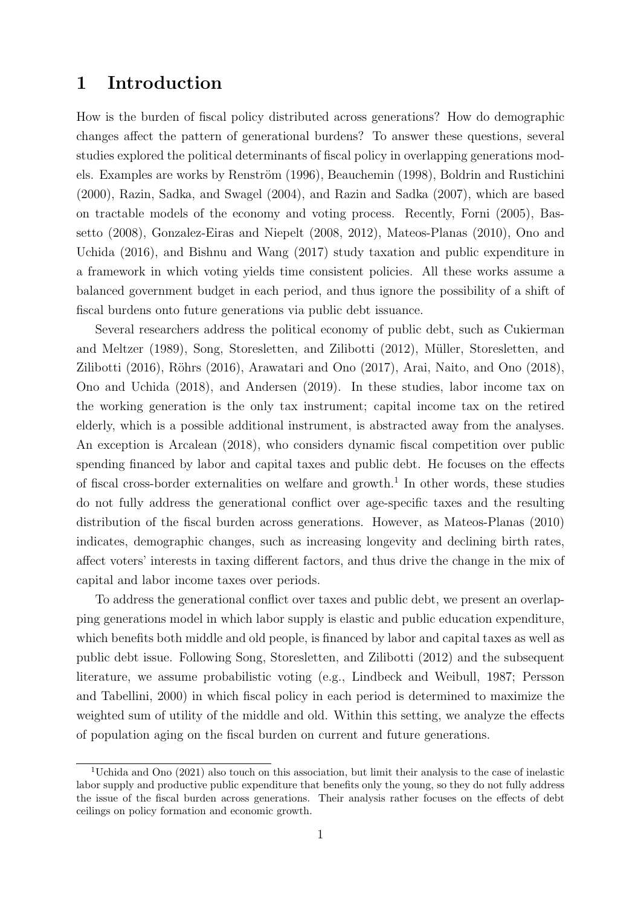# 1 Introduction

How is the burden of fiscal policy distributed across generations? How do demographic changes affect the pattern of generational burdens? To answer these questions, several studies explored the political determinants of fiscal policy in overlapping generations models. Examples are works by Renström (1996), Beauchemin (1998), Boldrin and Rustichini (2000), Razin, Sadka, and Swagel (2004), and Razin and Sadka (2007), which are based on tractable models of the economy and voting process. Recently, Forni (2005), Bassetto (2008), Gonzalez-Eiras and Niepelt (2008, 2012), Mateos-Planas (2010), Ono and Uchida (2016), and Bishnu and Wang (2017) study taxation and public expenditure in a framework in which voting yields time consistent policies. All these works assume a balanced government budget in each period, and thus ignore the possibility of a shift of fiscal burdens onto future generations via public debt issuance.

Several researchers address the political economy of public debt, such as Cukierman and Meltzer (1989), Song, Storesletten, and Zilibotti (2012), Müller, Storesletten, and Zilibotti (2016), Röhrs (2016), Arawatari and Ono (2017), Arai, Naito, and Ono (2018), Ono and Uchida (2018), and Andersen (2019). In these studies, labor income tax on the working generation is the only tax instrument; capital income tax on the retired elderly, which is a possible additional instrument, is abstracted away from the analyses. An exception is Arcalean (2018), who considers dynamic fiscal competition over public spending financed by labor and capital taxes and public debt. He focuses on the effects of fiscal cross-border externalities on welfare and growth.[1] In other words, these studies do not fully address the generational conflict over age-specific taxes and the resulting distribution of the fiscal burden across generations. However, as Mateos-Planas (2010) indicates, demographic changes, such as increasing longevity and declining birth rates, affect voters' interests in taxing different factors, and thus drive the change in the mix of capital and labor income taxes over periods.

To address the generational conflict over taxes and public debt, we present an overlapping generations model in which labor supply is elastic and public education expenditure, which benefits both middle and old people, is financed by labor and capital taxes as well as public debt issue. Following Song, Storesletten, and Zilibotti (2012) and the subsequent literature, we assume probabilistic voting (e.g., Lindbeck and Weibull, 1987; Persson and Tabellini, 2000) in which fiscal policy in each period is determined to maximize the weighted sum of utility of the middle and old. Within this setting, we analyze the effects of population aging on the fiscal burden on current and future generations.

[1] Uchida and Ono (2021) also touch on this association, but limit their analysis to the case of inelastic labor supply and productive public expenditure that benefits only the young, so they do not fully address the issue of the fiscal burden across generations. Their analysis rather focuses on the effects of debt ceilings on policy formation and economic growth.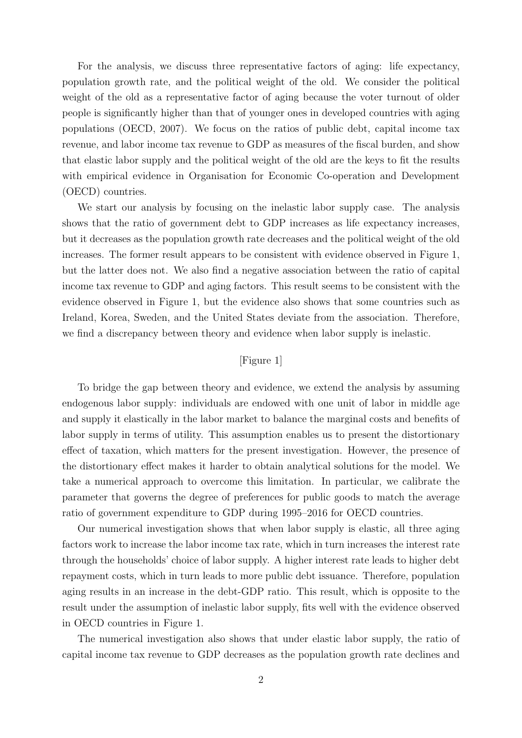For the analysis, we discuss three representative factors of aging: life expectancy, population growth rate, and the political weight of the old. We consider the political weight of the old as a representative factor of aging because the voter turnout of older people is significantly higher than that of younger ones in developed countries with aging populations (OECD, 2007). We focus on the ratios of public debt, capital income tax revenue, and labor income tax revenue to GDP as measures of the fiscal burden, and show that elastic labor supply and the political weight of the old are the keys to fit the results with empirical evidence in Organisation for Economic Co-operation and Development (OECD) countries.

We start our analysis by focusing on the inelastic labor supply case. The analysis shows that the ratio of government debt to GDP increases as life expectancy increases, but it decreases as the population growth rate decreases and the political weight of the old increases. The former result appears to be consistent with evidence observed in Figure 1, but the latter does not. We also find a negative association between the ratio of capital income tax revenue to GDP and aging factors. This result seems to be consistent with the evidence observed in Figure 1, but the evidence also shows that some countries such as Ireland, Korea, Sweden, and the United States deviate from the association. Therefore, we find a discrepancy between theory and evidence when labor supply is inelastic.

[Figure 1]

To bridge the gap between theory and evidence, we extend the analysis by assuming endogenous labor supply: individuals are endowed with one unit of labor in middle age and supply it elastically in the labor market to balance the marginal costs and benefits of labor supply in terms of utility. This assumption enables us to present the distortionary effect of taxation, which matters for the present investigation. However, the presence of the distortionary effect makes it harder to obtain analytical solutions for the model. We take a numerical approach to overcome this limitation. In particular, we calibrate the parameter that governs the degree of preferences for public goods to match the average ratio of government expenditure to GDP during 1995–2016 for OECD countries.

Our numerical investigation shows that when labor supply is elastic, all three aging factors work to increase the labor income tax rate, which in turn increases the interest rate through the households' choice of labor supply. A higher interest rate leads to higher debt repayment costs, which in turn leads to more public debt issuance. Therefore, population aging results in an increase in the debt-GDP ratio. This result, which is opposite to the result under the assumption of inelastic labor supply, fits well with the evidence observed in OECD countries in Figure 1.

The numerical investigation also shows that under elastic labor supply, the ratio of capital income tax revenue to GDP decreases as the population growth rate declines and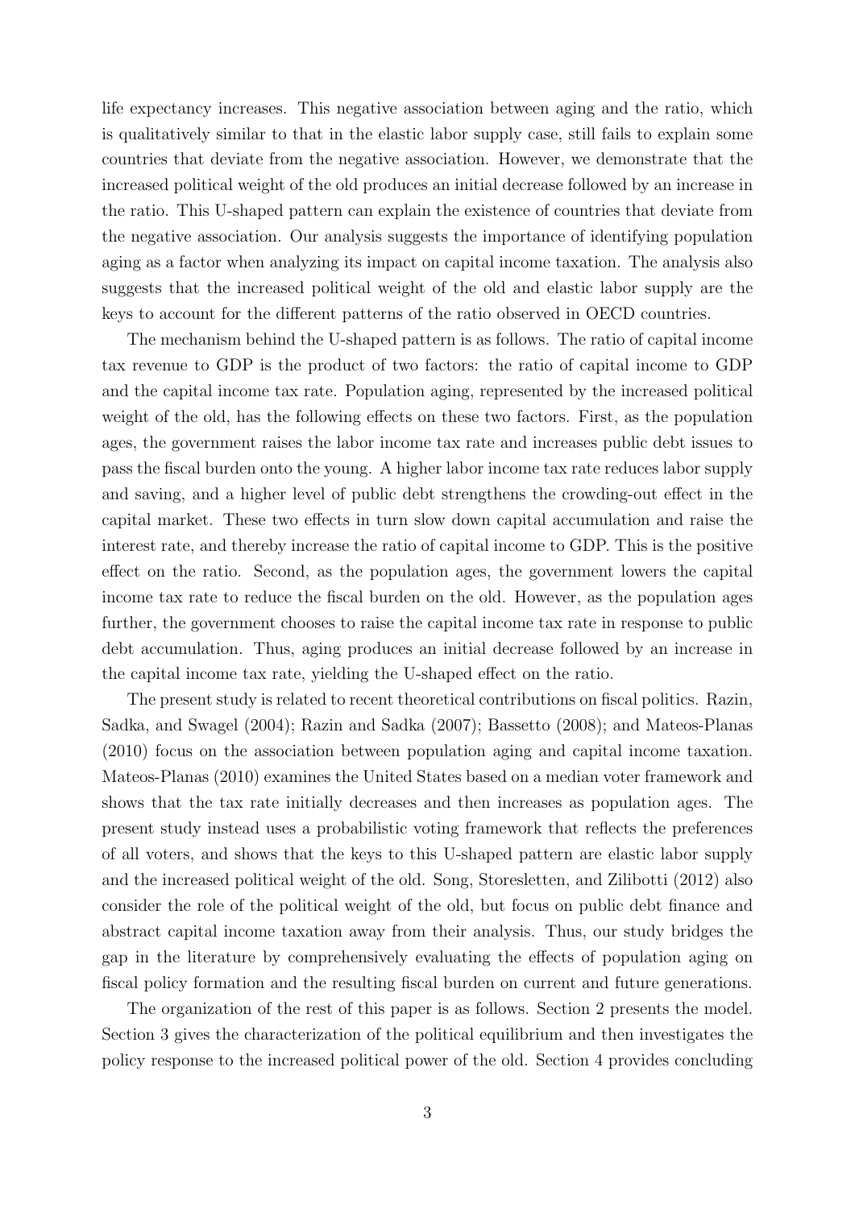life expectancy increases. This negative association between aging and the ratio, which is qualitatively similar to that in the elastic labor supply case, still fails to explain some countries that deviate from the negative association. However, we demonstrate that the increased political weight of the old produces an initial decrease followed by an increase in the ratio. This U-shaped pattern can explain the existence of countries that deviate from the negative association. Our analysis suggests the importance of identifying population aging as a factor when analyzing its impact on capital income taxation. The analysis also suggests that the increased political weight of the old and elastic labor supply are the keys to account for the different patterns of the ratio observed in OECD countries.

The mechanism behind the U-shaped pattern is as follows. The ratio of capital income tax revenue to GDP is the product of two factors: the ratio of capital income to GDP and the capital income tax rate. Population aging, represented by the increased political weight of the old, has the following effects on these two factors. First, as the population ages, the government raises the labor income tax rate and increases public debt issues to pass the fiscal burden onto the young. A higher labor income tax rate reduces labor supply and saving, and a higher level of public debt strengthens the crowding-out effect in the capital market. These two effects in turn slow down capital accumulation and raise the interest rate, and thereby increase the ratio of capital income to GDP. This is the positive effect on the ratio. Second, as the population ages, the government lowers the capital income tax rate to reduce the fiscal burden on the old. However, as the population ages further, the government chooses to raise the capital income tax rate in response to public debt accumulation. Thus, aging produces an initial decrease followed by an increase in the capital income tax rate, yielding the U-shaped effect on the ratio.

The present study is related to recent theoretical contributions on fiscal politics. Razin, Sadka, and Swagel (2004); Razin and Sadka (2007); Bassetto (2008); and Mateos-Planas (2010) focus on the association between population aging and capital income taxation. Mateos-Planas (2010) examines the United States based on a median voter framework and shows that the tax rate initially decreases and then increases as population ages. The present study instead uses a probabilistic voting framework that reflects the preferences of all voters, and shows that the keys to this U-shaped pattern are elastic labor supply and the increased political weight of the old. Song, Storesletten, and Zilibotti (2012) also consider the role of the political weight of the old, but focus on public debt finance and abstract capital income taxation away from their analysis. Thus, our study bridges the gap in the literature by comprehensively evaluating the effects of population aging on fiscal policy formation and the resulting fiscal burden on current and future generations.

The organization of the rest of this paper is as follows. Section 2 presents the model. Section 3 gives the characterization of the political equilibrium and then investigates the policy response to the increased political power of the old. Section 4 provides concluding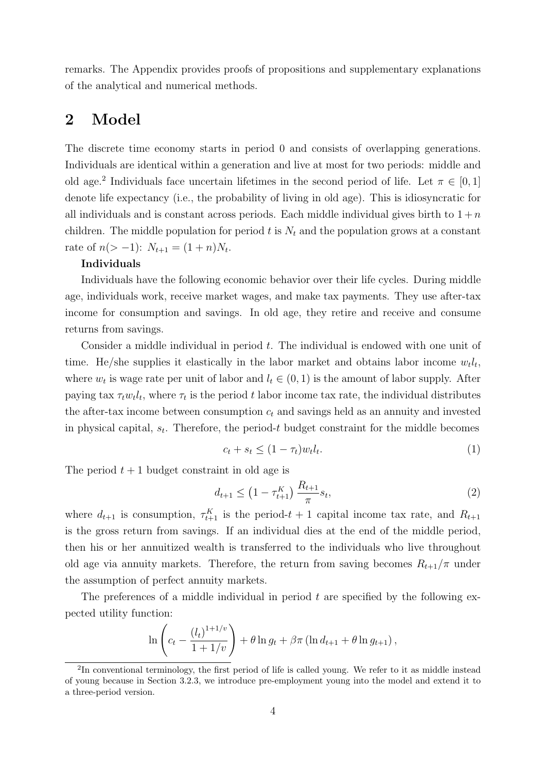remarks. The Appendix provides proofs of propositions and supplementary explanations of the analytical and numerical methods.

## 2 Model

The discrete time economy starts in period 0 and consists of overlapping generations. Individuals are identical within a generation and live at most for two periods: middle and old age.[2] Individuals face uncertain lifetimes in the second period of life. Let $\pi \in [0, 1]$ denote life expectancy (i.e., the probability of living in old age). This is idiosyncratic for all individuals and is constant across periods. Each middle individual gives birth to $1 + n$ children. The middle population for period $t$ is $N_t$ and the population grows at a constant rate of $n(> -1)$: $N_{t+1} = (1 + n)N_t$.

**Individuals**

Individuals have the following economic behavior over their life cycles. During middle age, individuals work, receive market wages, and make tax payments. They use after-tax income for consumption and savings. In old age, they retire and receive and consume returns from savings.

Consider a middle individual in period $t$. The individual is endowed with one unit of time. He/she supplies it elastically in the labor market and obtains labor income $w_t l_t$, where $w_t$ is wage rate per unit of labor and $l_t \in (0, 1)$ is the amount of labor supply. After paying tax $\tau_t w_t l_t$, where $\tau_t$ is the period $t$ labor income tax rate, the individual distributes the after-tax income between consumption $c_t$ and savings held as an annuity and invested in physical capital, $s_t$. Therefore, the period-$t$ budget constraint for the middle becomes

$$c_t + s_t \leq (1 - \tau_t) w_t l_t. \tag{1}$$

The period $t + 1$ budget constraint in old age is

$$d_{t+1} \leq \left(1 - \tau_{t+1}^K\right) \frac{R_{t+1}}{\pi} s_t, \tag{2}$$

where $d_{t+1}$ is consumption, $\tau_{t+1}^K$ is the period-$t + 1$ capital income tax rate, and $R_{t+1}$ is the gross return from savings. If an individual dies at the end of the middle period, then his or her annuitized wealth is transferred to the individuals who live throughout old age via annuity markets. Therefore, the return from saving becomes $R_{t+1}/\pi$ under the assumption of perfect annuity markets.

The preferences of a middle individual in period $t$ are specified by the following expected utility function:

$$\ln \left( c_t - \frac{(l_t)^{1+1/v}}{1 + 1/v} \right) + \theta \ln g_t + \beta \pi \left( \ln d_{t+1} + \theta \ln g_{t+1} \right),$$

[2] In conventional terminology, the first period of life is called young. We refer to it as middle instead of young because in Section 3.2.3, we introduce pre-employment young into the model and extend it to a three-period version.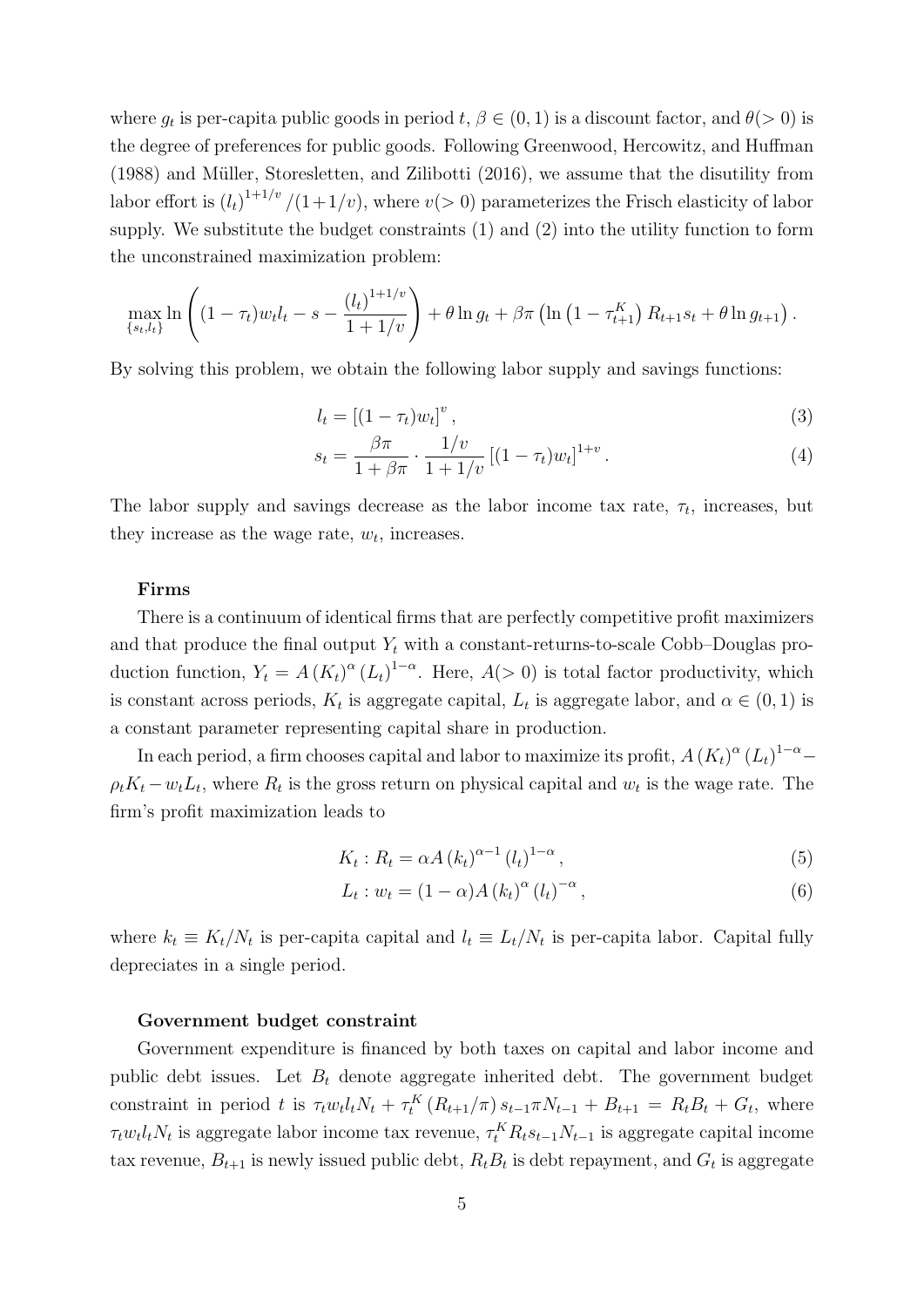where $g_t$ is per-capita public goods in period $t$, $\beta \in (0,1)$ is a discount factor, and $\theta(>0)$ is the degree of preferences for public goods. Following Greenwood, Hercowitz, and Huffman (1988) and Müller, Storesletten, and Zilibotti (2016), we assume that the disutility from labor effort is $(l_t)^{1+1/v}/(1+1/v)$, where $v(>0)$ parameterizes the Frisch elasticity of labor supply. We substitute the budget constraints (1) and (2) into the utility function to form the unconstrained maximization problem:

$$\max_{\{s_t, l_t\}} \ln\left((1-\tau_t)w_t l_t - s - \frac{(l_t)^{1+1/v}}{1+1/v}\right) + \theta \ln g_t + \beta\pi\left(\ln\left(1-\tau_{t+1}^K\right)R_{t+1}s_t + \theta \ln g_{t+1}\right).$$

By solving this problem, we obtain the following labor supply and savings functions:

$$l_t = \left[(1-\tau_t)w_t\right]^v, \tag{3}$$

$$s_t = \frac{\beta\pi}{1+\beta\pi} \cdot \frac{1/v}{1+1/v}\left[(1-\tau_t)w_t\right]^{1+v}. \tag{4}$$

The labor supply and savings decrease as the labor income tax rate, $\tau_t$, increases, but they increase as the wage rate, $w_t$, increases.

**Firms**

There is a continuum of identical firms that are perfectly competitive profit maximizers and that produce the final output $Y_t$ with a constant-returns-to-scale Cobb–Douglas production function, $Y_t = A(K_t)^\alpha (L_t)^{1-\alpha}$. Here, $A(>0)$ is total factor productivity, which is constant across periods, $K_t$ is aggregate capital, $L_t$ is aggregate labor, and $\alpha \in (0,1)$ is a constant parameter representing capital share in production.

In each period, a firm chooses capital and labor to maximize its profit, $A(K_t)^\alpha (L_t)^{1-\alpha} - \rho_t K_t - w_t L_t$, where $R_t$ is the gross return on physical capital and $w_t$ is the wage rate. The firm's profit maximization leads to

$$K_t : R_t = \alpha A (k_t)^{\alpha-1}(l_t)^{1-\alpha}, \tag{5}$$

$$L_t : w_t = (1-\alpha)A(k_t)^\alpha (l_t)^{-\alpha}, \tag{6}$$

where $k_t \equiv K_t/N_t$ is per-capita capital and $l_t \equiv L_t/N_t$ is per-capita labor. Capital fully depreciates in a single period.

**Government budget constraint**

Government expenditure is financed by both taxes on capital and labor income and public debt issues. Let $B_t$ denote aggregate inherited debt. The government budget constraint in period $t$ is $\tau_t w_t l_t N_t + \tau_t^K (R_{t+1}/\pi) s_{t-1}\pi N_{t-1} + B_{t+1} = R_t B_t + G_t$, where $\tau_t w_t l_t N_t$ is aggregate labor income tax revenue, $\tau_t^K R_t s_{t-1} N_{t-1}$ is aggregate capital income tax revenue, $B_{t+1}$ is newly issued public debt, $R_t B_t$ is debt repayment, and $G_t$ is aggregate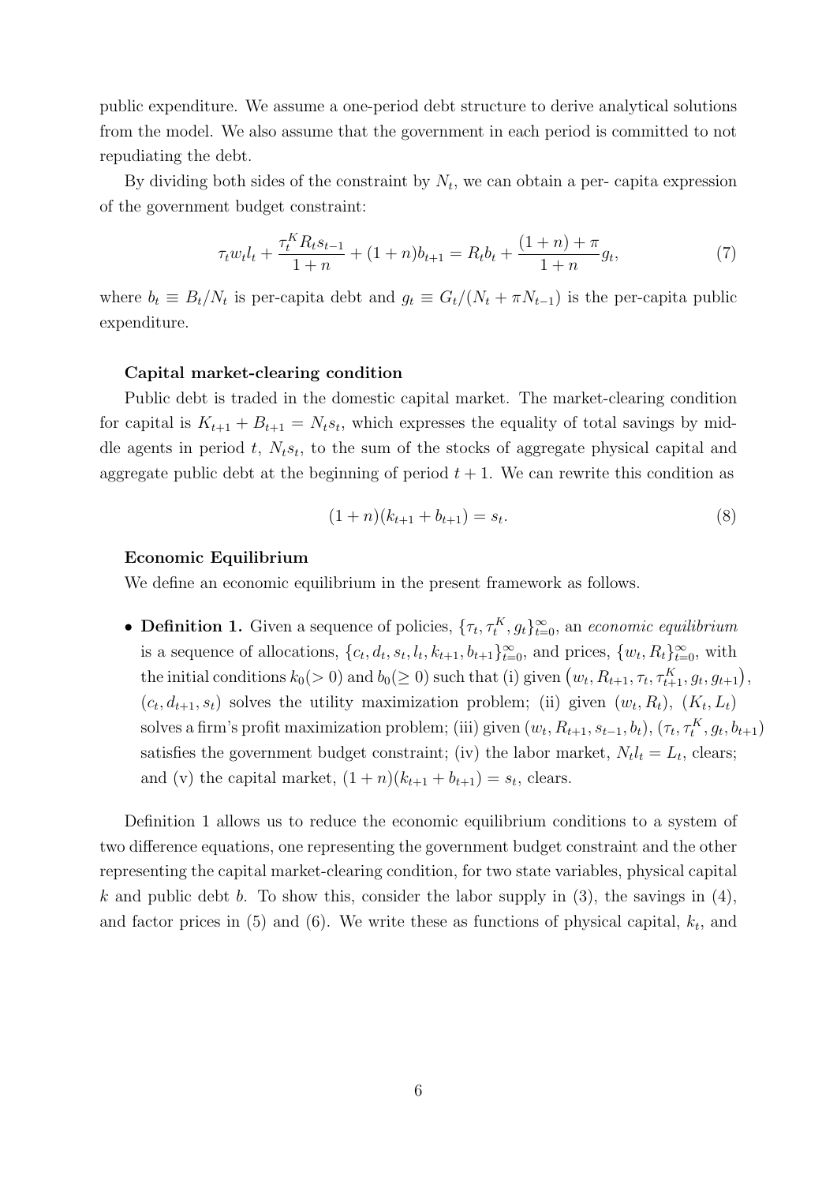public expenditure. We assume a one-period debt structure to derive analytical solutions from the model. We also assume that the government in each period is committed to not repudiating the debt.

By dividing both sides of the constraint by $N_t$, we can obtain a per- capita expression of the government budget constraint:

$$\tau_t w_t l_t + \frac{\tau_t^K R_t s_{t-1}}{1+n} + (1+n)b_{t+1} = R_t b_t + \frac{(1+n)+\pi}{1+n} g_t, \tag{7}$$

where $b_t \equiv B_t/N_t$ is per-capita debt and $g_t \equiv G_t/(N_t + \pi N_{t-1})$ is the per-capita public expenditure.

**Capital market-clearing condition**

Public debt is traded in the domestic capital market. The market-clearing condition for capital is $K_{t+1} + B_{t+1} = N_t s_t$, which expresses the equality of total savings by middle agents in period $t$, $N_t s_t$, to the sum of the stocks of aggregate physical capital and aggregate public debt at the beginning of period $t+1$. We can rewrite this condition as

$$(1+n)(k_{t+1} + b_{t+1}) = s_t. \tag{8}$$

**Economic Equilibrium**

We define an economic equilibrium in the present framework as follows.

- **Definition 1.** Given a sequence of policies, $\{\tau_t, \tau_t^K, g_t\}_{t=0}^{\infty}$, an *economic equilibrium* is a sequence of allocations, $\{c_t, d_t, s_t, l_t, k_{t+1}, b_{t+1}\}_{t=0}^{\infty}$, and prices, $\{w_t, R_t\}_{t=0}^{\infty}$, with the initial conditions $k_0 (> 0)$ and $b_0 (\geq 0)$ such that (i) given $(w_t, R_{t+1}, \tau_t, \tau_{t+1}^K, g_t, g_{t+1})$, $(c_t, d_{t+1}, s_t)$ solves the utility maximization problem; (ii) given $(w_t, R_t)$, $(K_t, L_t)$ solves a firm's profit maximization problem; (iii) given $(w_t, R_{t+1}, s_{t-1}, b_t)$, $(\tau_t, \tau_t^K, g_t, b_{t+1})$ satisfies the government budget constraint; (iv) the labor market, $N_t l_t = L_t$, clears; and (v) the capital market, $(1+n)(k_{t+1} + b_{t+1}) = s_t$, clears.

Definition 1 allows us to reduce the economic equilibrium conditions to a system of two difference equations, one representing the government budget constraint and the other representing the capital market-clearing condition, for two state variables, physical capital $k$ and public debt $b$. To show this, consider the labor supply in (3), the savings in (4), and factor prices in (5) and (6). We write these as functions of physical capital, $k_t$, and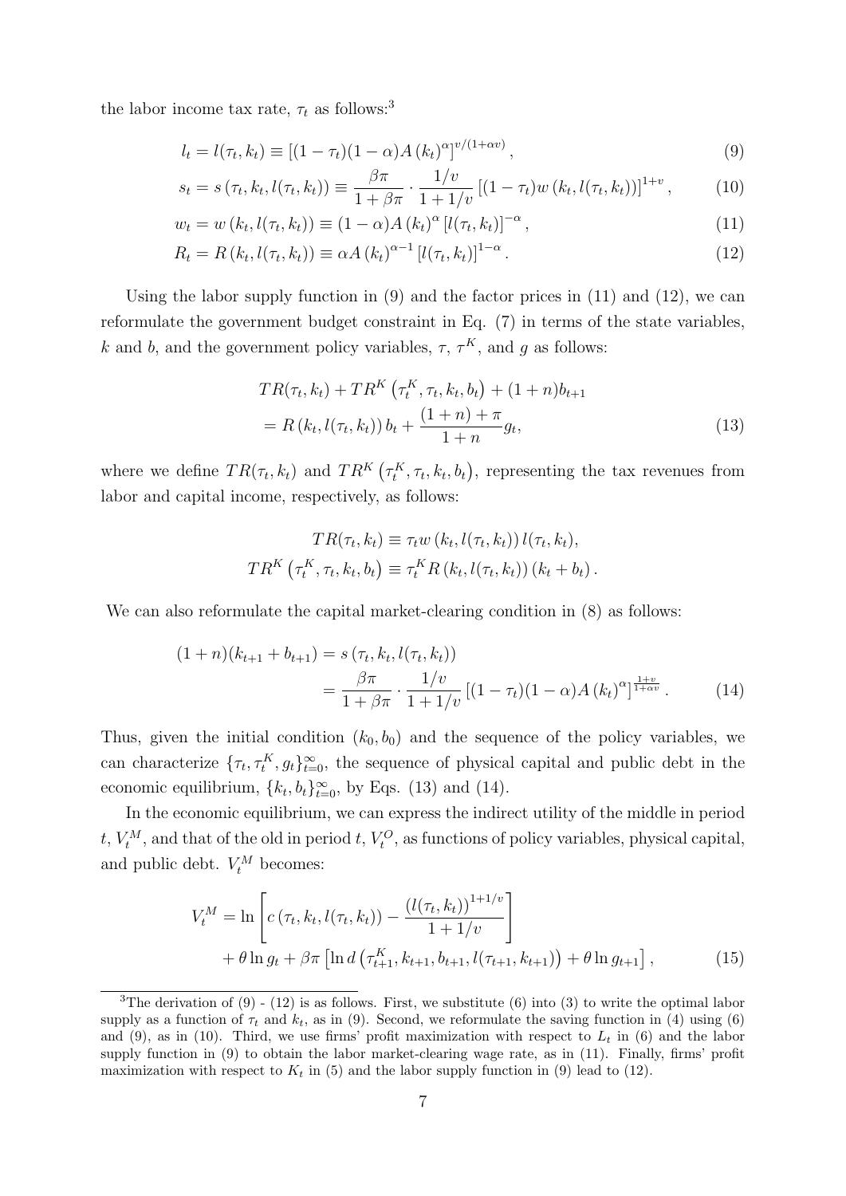the labor income tax rate, $\tau_t$ as follows:[3]

$$l_t = l(\tau_t, k_t) \equiv \left[(1-\tau_t)(1-\alpha)A\left(k_t\right)^{\alpha}\right]^{v/(1+\alpha v)}, \tag{9}$$

$$s_t = s\left(\tau_t, k_t, l(\tau_t, k_t)\right) \equiv \frac{\beta\pi}{1+\beta\pi}\cdot\frac{1/v}{1+1/v}\left[(1-\tau_t)w\left(k_t, l(\tau_t, k_t)\right)\right]^{1+v}, \tag{10}$$

$$w_t = w\left(k_t, l(\tau_t, k_t)\right) \equiv (1-\alpha)A\left(k_t\right)^{\alpha}\left[l(\tau_t, k_t)\right]^{-\alpha}, \tag{11}$$

$$R_t = R\left(k_t, l(\tau_t, k_t)\right) \equiv \alpha A\left(k_t\right)^{\alpha-1}\left[l(\tau_t, k_t)\right]^{1-\alpha}. \tag{12}$$

Using the labor supply function in (9) and the factor prices in (11) and (12), we can reformulate the government budget constraint in Eq. (7) in terms of the state variables, $k$ and $b$, and the government policy variables, $\tau$, $\tau^K$, and $g$ as follows:

$$\begin{aligned} &TR(\tau_t, k_t) + TR^K\left(\tau_t^K, \tau_t, k_t, b_t\right) + (1+n)b_{t+1} \\ &= R\left(k_t, l(\tau_t, k_t)\right)b_t + \frac{(1+n)+\pi}{1+n}g_t, \end{aligned} \tag{13}$$

where we define $TR(\tau_t, k_t)$ and $TR^K\left(\tau_t^K, \tau_t, k_t, b_t\right)$, representing the tax revenues from labor and capital income, respectively, as follows:

$$TR(\tau_t, k_t) \equiv \tau_t w\left(k_t, l(\tau_t, k_t)\right) l(\tau_t, k_t),$$

$$TR^K\left(\tau_t^K, \tau_t, k_t, b_t\right) \equiv \tau_t^K R\left(k_t, l(\tau_t, k_t)\right)(k_t + b_t).$$

We can also reformulate the capital market-clearing condition in (8) as follows:

$$\begin{aligned} (1+n)(k_{t+1}+b_{t+1}) &= s\left(\tau_t, k_t, l(\tau_t, k_t)\right) \\ &= \frac{\beta\pi}{1+\beta\pi}\cdot\frac{1/v}{1+1/v}\left[(1-\tau_t)(1-\alpha)A\left(k_t\right)^{\alpha}\right]^{\frac{1+v}{1+\alpha v}}. \end{aligned} \tag{14}$$

Thus, given the initial condition $(k_0, b_0)$ and the sequence of the policy variables, we can characterize $\{\tau_t, \tau_t^K, g_t\}_{t=0}^{\infty}$, the sequence of physical capital and public debt in the economic equilibrium, $\{k_t, b_t\}_{t=0}^{\infty}$, by Eqs. (13) and (14).

In the economic equilibrium, we can express the indirect utility of the middle in period $t$, $V_t^M$, and that of the old in period $t$, $V_t^O$, as functions of policy variables, physical capital, and public debt. $V_t^M$ becomes:

$$\begin{aligned} V_t^M = &\ln\left[c\left(\tau_t, k_t, l(\tau_t, k_t)\right) - \frac{\left(l(\tau_t, k_t)\right)^{1+1/v}}{1+1/v}\right] \\ &+ \theta\ln g_t + \beta\pi\left[\ln d\left(\tau_{t+1}^K, k_{t+1}, b_{t+1}, l(\tau_{t+1}, k_{t+1})\right) + \theta\ln g_{t+1}\right], \end{aligned} \tag{15}$$

[3] The derivation of (9) - (12) is as follows. First, we substitute (6) into (3) to write the optimal labor supply as a function of $\tau_t$ and $k_t$, as in (9). Second, we reformulate the saving function in (4) using (6) and (9), as in (10). Third, we use firms' profit maximization with respect to $L_t$ in (6) and the labor supply function in (9) to obtain the labor market-clearing wage rate, as in (11). Finally, firms' profit maximization with respect to $K_t$ in (5) and the labor supply function in (9) lead to (12).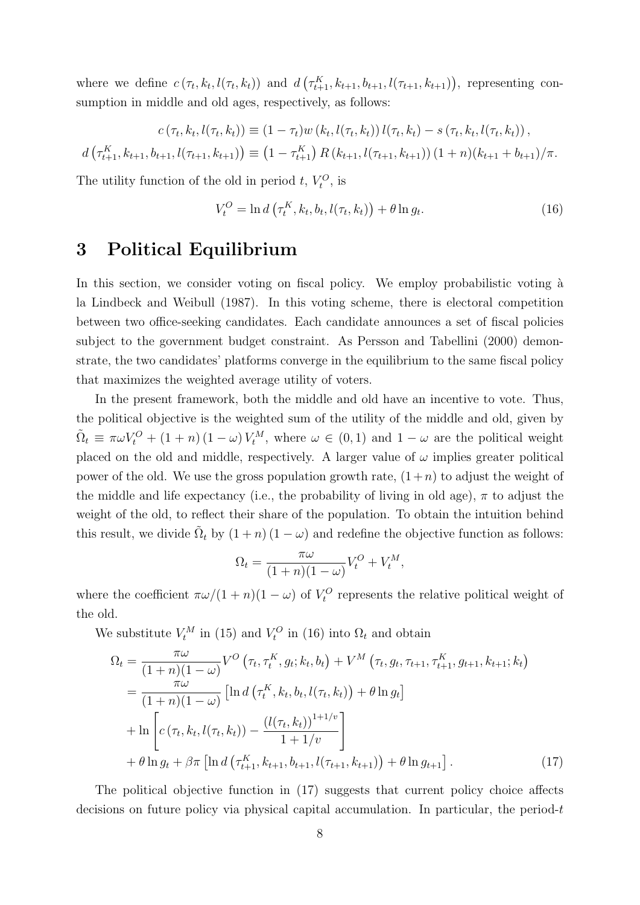where we define $c(\tau_t, k_t, l(\tau_t, k_t))$ and $d\left(\tau_{t+1}^K, k_{t+1}, b_{t+1}, l(\tau_{t+1}, k_{t+1})\right)$, representing consumption in middle and old ages, respectively, as follows:

$$c(\tau_t, k_t, l(\tau_t, k_t)) \equiv (1-\tau_t) w(k_t, l(\tau_t, k_t)) l(\tau_t, k_t) - s(\tau_t, k_t, l(\tau_t, k_t)),$$

$$d\left(\tau_{t+1}^K, k_{t+1}, b_{t+1}, l(\tau_{t+1}, k_{t+1})\right) \equiv \left(1-\tau_{t+1}^K\right) R(k_{t+1}, l(\tau_{t+1}, k_{t+1}))(1+n)(k_{t+1}+b_{t+1})/\pi.$$

The utility function of the old in period $t$, $V_t^O$, is

$$V_t^O = \ln d\left(\tau_t^K, k_t, b_t, l(\tau_t, k_t)\right) + \theta \ln g_t. \tag{16}$$

# 3 Political Equilibrium

In this section, we consider voting on fiscal policy. We employ probabilistic voting à la Lindbeck and Weibull (1987). In this voting scheme, there is electoral competition between two office-seeking candidates. Each candidate announces a set of fiscal policies subject to the government budget constraint. As Persson and Tabellini (2000) demonstrate, the two candidates' platforms converge in the equilibrium to the same fiscal policy that maximizes the weighted average utility of voters.

In the present framework, both the middle and old have an incentive to vote. Thus, the political objective is the weighted sum of the utility of the middle and old, given by $\tilde{\Omega}_t \equiv \pi\omega V_t^O + (1+n)(1-\omega) V_t^M$, where $\omega \in (0,1)$ and $1-\omega$ are the political weight placed on the old and middle, respectively. A larger value of $\omega$ implies greater political power of the old. We use the gross population growth rate, $(1+n)$ to adjust the weight of the middle and life expectancy (i.e., the probability of living in old age), $\pi$ to adjust the weight of the old, to reflect their share of the population. To obtain the intuition behind this result, we divide $\tilde{\Omega}_t$ by $(1+n)(1-\omega)$ and redefine the objective function as follows:

$$\Omega_t = \frac{\pi\omega}{(1+n)(1-\omega)} V_t^O + V_t^M,$$

where the coefficient $\pi\omega/(1+n)(1-\omega)$ of $V_t^O$ represents the relative political weight of the old.

We substitute $V_t^M$ in (15) and $V_t^O$ in (16) into $\Omega_t$ and obtain

$$\begin{aligned}
\Omega_t &= \frac{\pi\omega}{(1+n)(1-\omega)} V^O\left(\tau_t, \tau_t^K, g_t; k_t, b_t\right) + V^M\left(\tau_t, g_t, \tau_{t+1}, \tau_{t+1}^K, g_{t+1}, k_{t+1}; k_t\right) \\
&= \frac{\pi\omega}{(1+n)(1-\omega)} \left[\ln d\left(\tau_t^K, k_t, b_t, l(\tau_t, k_t)\right) + \theta \ln g_t\right] \\
&\quad + \ln\left[c(\tau_t, k_t, l(\tau_t, k_t)) - \frac{(l(\tau_t, k_t))^{1+1/v}}{1+1/v}\right] \\
&\quad + \theta \ln g_t + \beta\pi\left[\ln d\left(\tau_{t+1}^K, k_{t+1}, b_{t+1}, l(\tau_{t+1}, k_{t+1})\right) + \theta \ln g_{t+1}\right].
\end{aligned} \tag{17}$$

The political objective function in (17) suggests that current policy choice affects decisions on future policy via physical capital accumulation. In particular, the period-$t$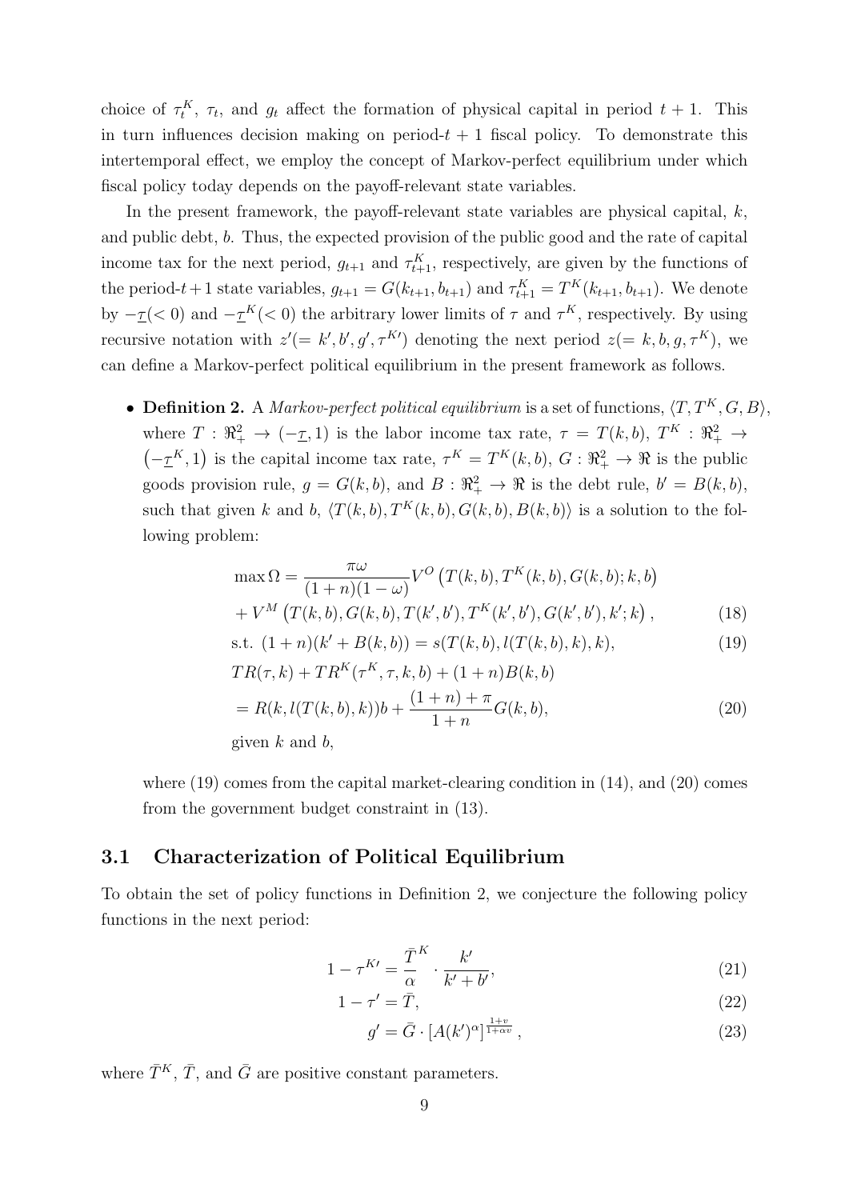choice of $\tau_t^K$, $\tau_t$, and $g_t$ affect the formation of physical capital in period $t+1$. This in turn influences decision making on period-$t+1$ fiscal policy. To demonstrate this intertemporal effect, we employ the concept of Markov-perfect equilibrium under which fiscal policy today depends on the payoff-relevant state variables.

In the present framework, the payoff-relevant state variables are physical capital, $k$, and public debt, $b$. Thus, the expected provision of the public good and the rate of capital income tax for the next period, $g_{t+1}$ and $\tau_{t+1}^K$, respectively, are given by the functions of the period-$t+1$ state variables, $g_{t+1} = G(k_{t+1}, b_{t+1})$ and $\tau_{t+1}^K = T^K(k_{t+1}, b_{t+1})$. We denote by $-\underline{\tau}(<0)$ and $-\underline{\tau}^K(<0)$ the arbitrary lower limits of $\tau$ and $\tau^K$, respectively. By using recursive notation with $z'(= k', b', g', \tau^{K\prime})$ denoting the next period $z(= k, b, g, \tau^K)$, we can define a Markov-perfect political equilibrium in the present framework as follows.

- **Definition 2.** A *Markov-perfect political equilibrium* is a set of functions, $\langle T, T^K, G, B\rangle$, where $T : \Re_+^2 \to (-\underline{\tau}, 1)$ is the labor income tax rate, $\tau = T(k,b)$, $T^K : \Re_+^2 \to \left(-\underline{\tau}^K, 1\right)$ is the capital income tax rate, $\tau^K = T^K(k,b)$, $G : \Re_+^2 \to \Re$ is the public goods provision rule, $g = G(k,b)$, and $B : \Re_+^2 \to \Re$ is the debt rule, $b' = B(k,b)$, such that given $k$ and $b$, $\langle T(k,b), T^K(k,b), G(k,b), B(k,b)\rangle$ is a solution to the following problem:

$$\max \Omega = \frac{\pi\omega}{(1+n)(1-\omega)} V^O\left(T(k,b), T^K(k,b), G(k,b); k, b\right)$$
$$+ V^M\left(T(k,b), G(k,b), T(k',b'), T^K(k',b'), G(k',b'), k'; k\right), \tag{18}$$
$$\text{s.t. } (1+n)(k' + B(k,b)) = s(T(k,b), l(T(k,b),k), k), \tag{19}$$
$$TR(\tau,k) + TR^K(\tau^K, \tau, k, b) + (1+n)B(k,b)$$
$$= R(k, l(T(k,b),k))b + \frac{(1+n)+\pi}{1+n} G(k,b), \tag{20}$$
given $k$ and $b$,

where (19) comes from the capital market-clearing condition in (14), and (20) comes from the government budget constraint in (13).

## 3.1 Characterization of Political Equilibrium

To obtain the set of policy functions in Definition 2, we conjecture the following policy functions in the next period:

$$1 - \tau^{K\prime} = \frac{\bar{T}^K}{\alpha} \cdot \frac{k'}{k' + b'}, \tag{21}$$
$$1 - \tau' = \bar{T}, \tag{22}$$
$$g' = \bar{G} \cdot [A(k')^\alpha]^{\frac{1+v}{1+\alpha v}}, \tag{23}$$

where $\bar{T}^K$, $\bar{T}$, and $\bar{G}$ are positive constant parameters.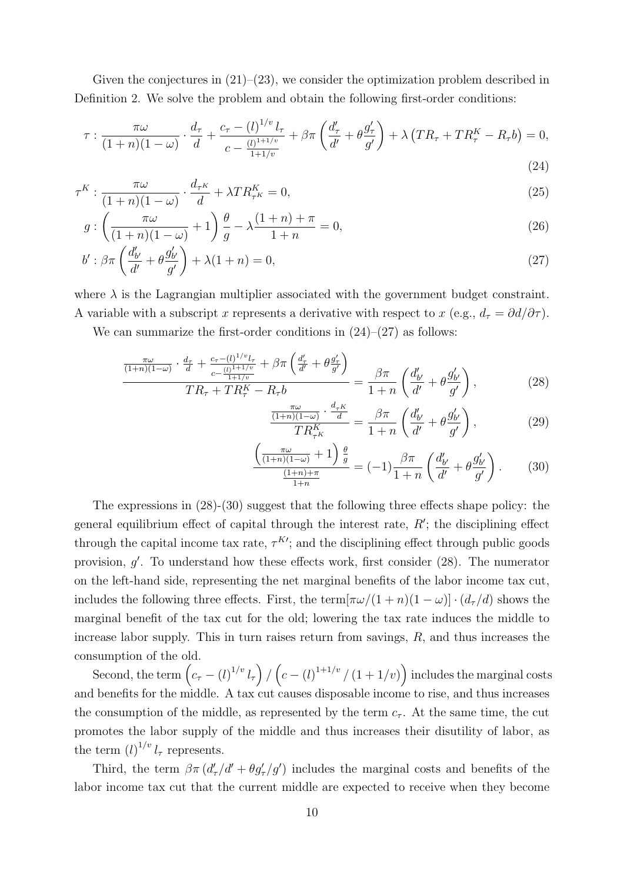Given the conjectures in (21)–(23), we consider the optimization problem described in Definition 2. We solve the problem and obtain the following first-order conditions:

$$\tau : \frac{\pi\omega}{(1+n)(1-\omega)} \cdot \frac{d_\tau}{d} + \frac{c_\tau - (l)^{1/v} l_\tau}{c - \frac{(l)^{1+1/v}}{1+1/v}} + \beta\pi \left( \frac{d'_\tau}{d'} + \theta \frac{g'_\tau}{g'} \right) + \lambda \left( TR_\tau + TR^K_\tau - R_\tau b \right) = 0, \tag{24}$$

$$\tau^K : \frac{\pi\omega}{(1+n)(1-\omega)} \cdot \frac{d_{\tau^K}}{d} + \lambda TR^K_{\tau^K} = 0, \tag{25}$$

$$g : \left( \frac{\pi\omega}{(1+n)(1-\omega)} + 1 \right) \frac{\theta}{g} - \lambda \frac{(1+n)+\pi}{1+n} = 0, \tag{26}$$

$$b' : \beta\pi \left( \frac{d'_{b'}}{d'} + \theta \frac{g'_{b'}}{g'} \right) + \lambda (1+n) = 0, \tag{27}$$

where $\lambda$ is the Lagrangian multiplier associated with the government budget constraint. A variable with a subscript $x$ represents a derivative with respect to $x$ (e.g., $d_\tau = \partial d / \partial \tau$).

We can summarize the first-order conditions in (24)–(27) as follows:

$$\frac{\frac{\pi\omega}{(1+n)(1-\omega)} \cdot \frac{d_\tau}{d} + \frac{c_\tau - (l)^{1/v} l_\tau}{c - \frac{(l)^{1+1/v}}{1+1/v}} + \beta\pi \left( \frac{d'_\tau}{d'} + \theta \frac{g'_\tau}{g'} \right)}{TR_\tau + TR^K_\tau - R_\tau b} = \frac{\beta\pi}{1+n} \left( \frac{d'_{b'}}{d'} + \theta \frac{g'_{b'}}{g'} \right), \tag{28}$$

$$\frac{\frac{\pi\omega}{(1+n)(1-\omega)} \cdot \frac{d_{\tau^K}}{d}}{TR^K_{\tau^K}} = \frac{\beta\pi}{1+n} \left( \frac{d'_{b'}}{d'} + \theta \frac{g'_{b'}}{g'} \right), \tag{29}$$

$$\frac{\left( \frac{\pi\omega}{(1+n)(1-\omega)} + 1 \right) \frac{\theta}{g}}{\frac{(1+n)+\pi}{1+n}} = (-1) \frac{\beta\pi}{1+n} \left( \frac{d'_{b'}}{d'} + \theta \frac{g'_{b'}}{g'} \right). \tag{30}$$

The expressions in (28)-(30) suggest that the following three effects shape policy: the general equilibrium effect of capital through the interest rate, $R'$; the disciplining effect through the capital income tax rate, $\tau^{K\prime}$; and the disciplining effect through public goods provision, $g'$. To understand how these effects work, first consider (28). The numerator on the left-hand side, representing the net marginal benefits of the labor income tax cut, includes the following three effects. First, the term$[\pi\omega/(1+n)(1-\omega)] \cdot (d_\tau/d)$ shows the marginal benefit of the tax cut for the old; lowering the tax rate induces the middle to increase labor supply. This in turn raises return from savings, $R$, and thus increases the consumption of the old.

Second, the term $\left( c_\tau - (l)^{1/v} l_\tau \right) / \left( c - (l)^{1+1/v} / (1+1/v) \right)$ includes the marginal costs and benefits for the middle. A tax cut causes disposable income to rise, and thus increases the consumption of the middle, as represented by the term $c_\tau$. At the same time, the cut promotes the labor supply of the middle and thus increases their disutility of labor, as the term $(l)^{1/v} l_\tau$ represents.

Third, the term $\beta\pi \left( d'_\tau/d' + \theta g'_\tau/g' \right)$ includes the marginal costs and benefits of the labor income tax cut that the current middle are expected to receive when they become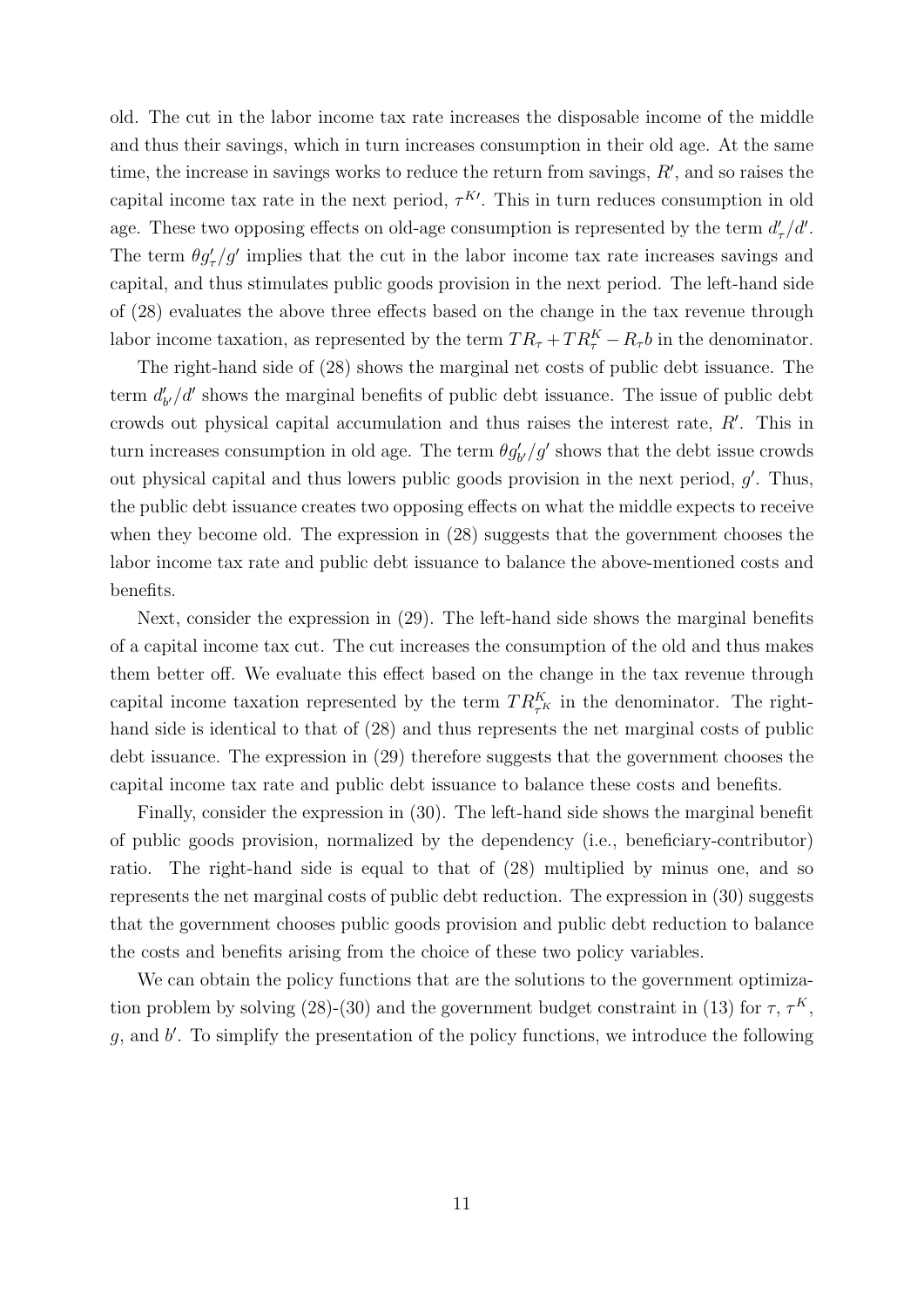old. The cut in the labor income tax rate increases the disposable income of the middle and thus their savings, which in turn increases consumption in their old age. At the same time, the increase in savings works to reduce the return from savings, $R'$, and so raises the capital income tax rate in the next period, $\tau^{K\prime}$. This in turn reduces consumption in old age. These two opposing effects on old-age consumption is represented by the term $d'_{\tau}/d'$. The term $\theta g'_{\tau}/g'$ implies that the cut in the labor income tax rate increases savings and capital, and thus stimulates public goods provision in the next period. The left-hand side of (28) evaluates the above three effects based on the change in the tax revenue through labor income taxation, as represented by the term $TR_{\tau} + TR^{K}_{\tau} - R_{\tau}b$ in the denominator.

The right-hand side of (28) shows the marginal net costs of public debt issuance. The term $d'_{b'}/d'$ shows the marginal benefits of public debt issuance. The issue of public debt crowds out physical capital accumulation and thus raises the interest rate, $R'$. This in turn increases consumption in old age. The term $\theta g'_{b'}/g'$ shows that the debt issue crowds out physical capital and thus lowers public goods provision in the next period, $g'$. Thus, the public debt issuance creates two opposing effects on what the middle expects to receive when they become old. The expression in (28) suggests that the government chooses the labor income tax rate and public debt issuance to balance the above-mentioned costs and benefits.

Next, consider the expression in (29). The left-hand side shows the marginal benefits of a capital income tax cut. The cut increases the consumption of the old and thus makes them better off. We evaluate this effect based on the change in the tax revenue through capital income taxation represented by the term $TR^{K}_{\tau^K}$ in the denominator. The right-hand side is identical to that of (28) and thus represents the net marginal costs of public debt issuance. The expression in (29) therefore suggests that the government chooses the capital income tax rate and public debt issuance to balance these costs and benefits.

Finally, consider the expression in (30). The left-hand side shows the marginal benefit of public goods provision, normalized by the dependency (i.e., beneficiary-contributor) ratio. The right-hand side is equal to that of (28) multiplied by minus one, and so represents the net marginal costs of public debt reduction. The expression in (30) suggests that the government chooses public goods provision and public debt reduction to balance the costs and benefits arising from the choice of these two policy variables.

We can obtain the policy functions that are the solutions to the government optimization problem by solving (28)-(30) and the government budget constraint in (13) for $\tau$, $\tau^{K}$, $g$, and $b'$. To simplify the presentation of the policy functions, we introduce the following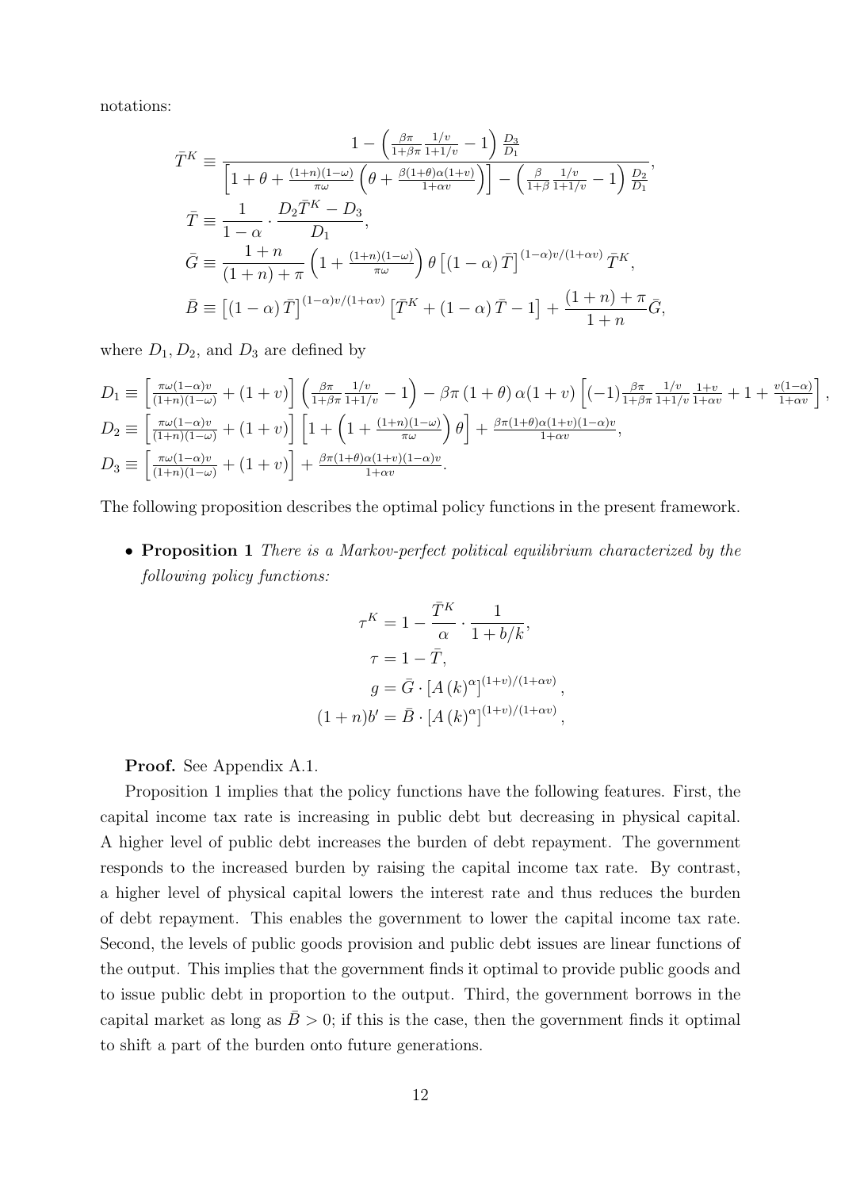notations:

$$
\begin{aligned}
\bar{T}^K &\equiv \frac{1-\left(\frac{\beta\pi}{1+\beta\pi}\frac{1/v}{1+1/v}-1\right)\frac{D_3}{D_1}}{\left[1+\theta+\frac{(1+n)(1-\omega)}{\pi\omega}\left(\theta+\frac{\beta(1+\theta)\alpha(1+v)}{1+\alpha v}\right)\right]-\left(\frac{\beta}{1+\beta}\frac{1/v}{1+1/v}-1\right)\frac{D_2}{D_1}},\\
\bar{T} &\equiv \frac{1}{1-\alpha}\cdot\frac{D_2\bar{T}^K-D_3}{D_1},\\
\bar{G} &\equiv \frac{1+n}{(1+n)+\pi}\left(1+\frac{(1+n)(1-\omega)}{\pi\omega}\right)\theta\left[(1-\alpha)\bar{T}\right]^{(1-\alpha)v/(1+\alpha v)}\bar{T}^K,\\
\bar{B} &\equiv \left[(1-\alpha)\bar{T}\right]^{(1-\alpha)v/(1+\alpha v)}\left[\bar{T}^K+(1-\alpha)\bar{T}-1\right]+\frac{(1+n)+\pi}{1+n}\bar{G},
\end{aligned}
$$

where $D_1, D_2$, and $D_3$ are defined by

$$
\begin{aligned}
D_1 &\equiv \left[\tfrac{\pi\omega(1-\alpha)v}{(1+n)(1-\omega)}+(1+v)\right]\left(\tfrac{\beta\pi}{1+\beta\pi}\tfrac{1/v}{1+1/v}-1\right)-\beta\pi\left(1+\theta\right)\alpha(1+v)\left[(-1)\tfrac{\beta\pi}{1+\beta\pi}\tfrac{1/v}{1+1/v}\tfrac{1+v}{1+\alpha v}+1+\tfrac{v(1-\alpha)}{1+\alpha v}\right],\\
D_2 &\equiv \left[\tfrac{\pi\omega(1-\alpha)v}{(1+n)(1-\omega)}+(1+v)\right]\left[1+\left(1+\tfrac{(1+n)(1-\omega)}{\pi\omega}\right)\theta\right]+\tfrac{\beta\pi(1+\theta)\alpha(1+v)(1-\alpha)v}{1+\alpha v},\\
D_3 &\equiv \left[\tfrac{\pi\omega(1-\alpha)v}{(1+n)(1-\omega)}+(1+v)\right]+\tfrac{\beta\pi(1+\theta)\alpha(1+v)(1-\alpha)v}{1+\alpha v}.
\end{aligned}
$$

The following proposition describes the optimal policy functions in the present framework.

- **Proposition 1** *There is a Markov-perfect political equilibrium characterized by the following policy functions:*

$$
\begin{aligned}
\tau^K &= 1-\frac{\bar{T}^K}{\alpha}\cdot\frac{1}{1+b/k},\\
\tau &= 1-\bar{T},\\
g &= \bar{G}\cdot\left[A\left(k\right)^{\alpha}\right]^{(1+v)/(1+\alpha v)},\\
(1+n)b' &= \bar{B}\cdot\left[A\left(k\right)^{\alpha}\right]^{(1+v)/(1+\alpha v)},
\end{aligned}
$$

**Proof.** See Appendix A.1.

Proposition 1 implies that the policy functions have the following features. First, the capital income tax rate is increasing in public debt but decreasing in physical capital. A higher level of public debt increases the burden of debt repayment. The government responds to the increased burden by raising the capital income tax rate. By contrast, a higher level of physical capital lowers the interest rate and thus reduces the burden of debt repayment. This enables the government to lower the capital income tax rate. Second, the levels of public goods provision and public debt issues are linear functions of the output. This implies that the government finds it optimal to provide public goods and to issue public debt in proportion to the output. Third, the government borrows in the capital market as long as $\bar{B}>0$; if this is the case, then the government finds it optimal to shift a part of the burden onto future generations.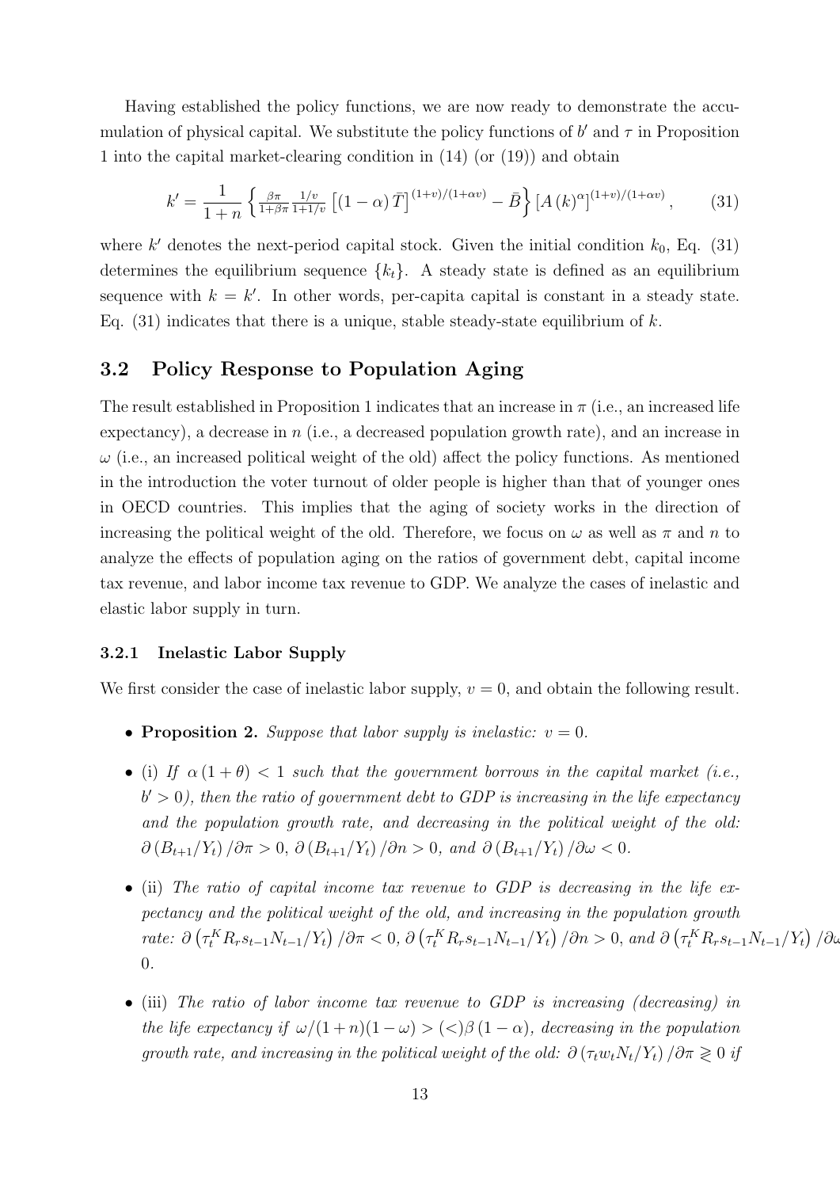Having established the policy functions, we are now ready to demonstrate the accumulation of physical capital. We substitute the policy functions of $b'$ and $\tau$ in Proposition 1 into the capital market-clearing condition in (14) (or (19)) and obtain

$$k' = \frac{1}{1+n}\left\{\tfrac{\beta\pi}{1+\beta\pi}\tfrac{1/v}{1+1/v}\left[(1-\alpha)\bar{T}\right]^{(1+v)/(1+\alpha v)} - \bar{B}\right\}\left[A(k)^{\alpha}\right]^{(1+v)/(1+\alpha v)}, \tag{31}$$

where $k'$ denotes the next-period capital stock. Given the initial condition $k_0$, Eq. (31) determines the equilibrium sequence $\{k_t\}$. A steady state is defined as an equilibrium sequence with $k = k'$. In other words, per-capita capital is constant in a steady state. Eq. (31) indicates that there is a unique, stable steady-state equilibrium of $k$.

## 3.2 Policy Response to Population Aging

The result established in Proposition 1 indicates that an increase in $\pi$ (i.e., an increased life expectancy), a decrease in $n$ (i.e., a decreased population growth rate), and an increase in $\omega$ (i.e., an increased political weight of the old) affect the policy functions. As mentioned in the introduction the voter turnout of older people is higher than that of younger ones in OECD countries. This implies that the aging of society works in the direction of increasing the political weight of the old. Therefore, we focus on $\omega$ as well as $\pi$ and $n$ to analyze the effects of population aging on the ratios of government debt, capital income tax revenue, and labor income tax revenue to GDP. We analyze the cases of inelastic and elastic labor supply in turn.

### 3.2.1 Inelastic Labor Supply

We first consider the case of inelastic labor supply, $v = 0$, and obtain the following result.

- **Proposition 2.** *Suppose that labor supply is inelastic: $v = 0$.*
- (i) *If $\alpha(1+\theta) < 1$ such that the government borrows in the capital market (i.e., $b' > 0$), then the ratio of government debt to GDP is increasing in the life expectancy and the population growth rate, and decreasing in the political weight of the old: $\partial(B_{t+1}/Y_t)/\partial\pi > 0$, $\partial(B_{t+1}/Y_t)/\partial n > 0$, and $\partial(B_{t+1}/Y_t)/\partial\omega < 0$.*
- (ii) *The ratio of capital income tax revenue to GDP is decreasing in the life expectancy and the political weight of the old, and increasing in the population growth rate: $\partial\left(\tau_t^K R_r s_{t-1} N_{t-1}/Y_t\right)/\partial\pi < 0$, $\partial\left(\tau_t^K R_r s_{t-1} N_{t-1}/Y_t\right)/\partial n > 0$, and $\partial\left(\tau_t^K R_r s_{t-1} N_{t-1}/Y_t\right)/\partial\omega <$ 0.*
- (iii) *The ratio of labor income tax revenue to GDP is increasing (decreasing) in the life expectancy if $\omega/(1+n)(1-\omega) > (<)\beta(1-\alpha)$, decreasing in the population growth rate, and increasing in the political weight of the old: $\partial(\tau_t w_t N_t/Y_t)/\partial\pi \gtrless 0$ if*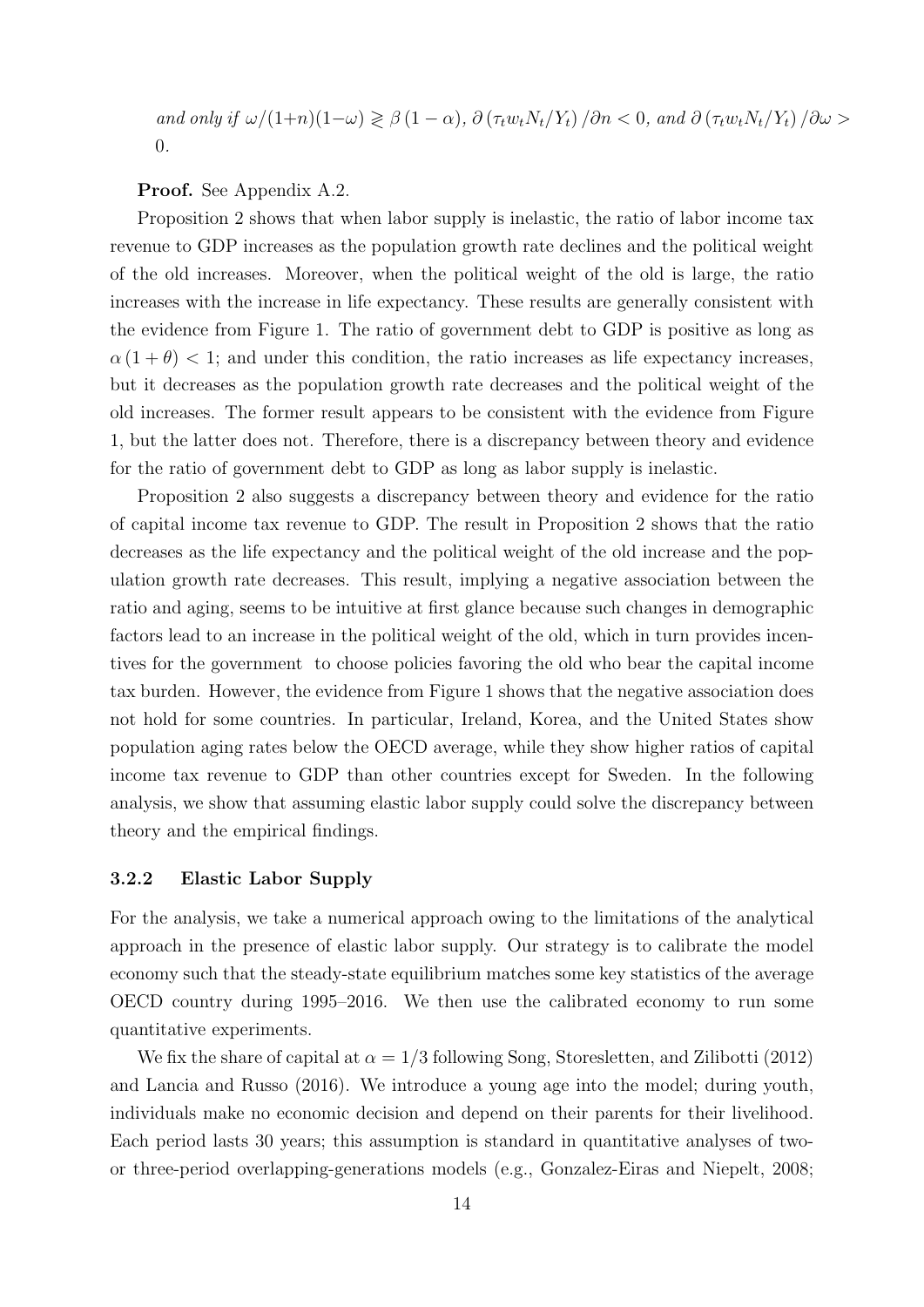*and only if* $\omega/(1+n)(1-\omega) \gtrless \beta(1-\alpha)$, $\partial(\tau_t w_t N_t / Y_t)/\partial n < 0$, *and* $\partial(\tau_t w_t N_t / Y_t)/\partial \omega > 0$.

**Proof.** See Appendix A.2.

Proposition 2 shows that when labor supply is inelastic, the ratio of labor income tax revenue to GDP increases as the population growth rate declines and the political weight of the old increases. Moreover, when the political weight of the old is large, the ratio increases with the increase in life expectancy. These results are generally consistent with the evidence from Figure 1. The ratio of government debt to GDP is positive as long as $\alpha(1+\theta) < 1$; and under this condition, the ratio increases as life expectancy increases, but it decreases as the population growth rate decreases and the political weight of the old increases. The former result appears to be consistent with the evidence from Figure 1, but the latter does not. Therefore, there is a discrepancy between theory and evidence for the ratio of government debt to GDP as long as labor supply is inelastic.

Proposition 2 also suggests a discrepancy between theory and evidence for the ratio of capital income tax revenue to GDP. The result in Proposition 2 shows that the ratio decreases as the life expectancy and the political weight of the old increase and the population growth rate decreases. This result, implying a negative association between the ratio and aging, seems to be intuitive at first glance because such changes in demographic factors lead to an increase in the political weight of the old, which in turn provides incentives for the government to choose policies favoring the old who bear the capital income tax burden. However, the evidence from Figure 1 shows that the negative association does not hold for some countries. In particular, Ireland, Korea, and the United States show population aging rates below the OECD average, while they show higher ratios of capital income tax revenue to GDP than other countries except for Sweden. In the following analysis, we show that assuming elastic labor supply could solve the discrepancy between theory and the empirical findings.

### 3.2.2 Elastic Labor Supply

For the analysis, we take a numerical approach owing to the limitations of the analytical approach in the presence of elastic labor supply. Our strategy is to calibrate the model economy such that the steady-state equilibrium matches some key statistics of the average OECD country during 1995–2016. We then use the calibrated economy to run some quantitative experiments.

We fix the share of capital at $\alpha = 1/3$ following Song, Storesletten, and Zilibotti (2012) and Lancia and Russo (2016). We introduce a young age into the model; during youth, individuals make no economic decision and depend on their parents for their livelihood. Each period lasts 30 years; this assumption is standard in quantitative analyses of two- or three-period overlapping-generations models (e.g., Gonzalez-Eiras and Niepelt, 2008;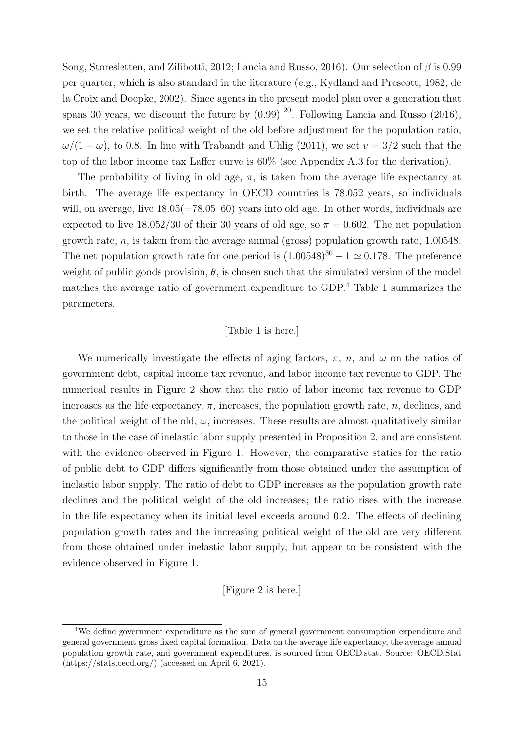Song, Storesletten, and Zilibotti, 2012; Lancia and Russo, 2016). Our selection of $\beta$ is 0.99 per quarter, which is also standard in the literature (e.g., Kydland and Prescott, 1982; de la Croix and Doepke, 2002). Since agents in the present model plan over a generation that spans 30 years, we discount the future by $(0.99)^{120}$. Following Lancia and Russo (2016), we set the relative political weight of the old before adjustment for the population ratio, $\omega/(1-\omega)$, to 0.8. In line with Trabandt and Uhlig (2011), we set $v = 3/2$ such that the top of the labor income tax Laffer curve is 60% (see Appendix A.3 for the derivation).

The probability of living in old age, $\pi$, is taken from the average life expectancy at birth. The average life expectancy in OECD countries is 78.052 years, so individuals will, on average, live 18.05(=78.05–60) years into old age. In other words, individuals are expected to live 18.052/30 of their 30 years of old age, so $\pi = 0.602$. The net population growth rate, $n$, is taken from the average annual (gross) population growth rate, 1.00548. The net population growth rate for one period is $(1.00548)^{30} - 1 \simeq 0.178$. The preference weight of public goods provision, $\theta$, is chosen such that the simulated version of the model matches the average ratio of government expenditure to GDP.[4] Table 1 summarizes the parameters.

[Table 1 is here.]

We numerically investigate the effects of aging factors, $\pi$, $n$, and $\omega$ on the ratios of government debt, capital income tax revenue, and labor income tax revenue to GDP. The numerical results in Figure 2 show that the ratio of labor income tax revenue to GDP increases as the life expectancy, $\pi$, increases, the population growth rate, $n$, declines, and the political weight of the old, $\omega$, increases. These results are almost qualitatively similar to those in the case of inelastic labor supply presented in Proposition 2, and are consistent with the evidence observed in Figure 1. However, the comparative statics for the ratio of public debt to GDP differs significantly from those obtained under the assumption of inelastic labor supply. The ratio of debt to GDP increases as the population growth rate declines and the political weight of the old increases; the ratio rises with the increase in the life expectancy when its initial level exceeds around 0.2. The effects of declining population growth rates and the increasing political weight of the old are very different from those obtained under inelastic labor supply, but appear to be consistent with the evidence observed in Figure 1.

[Figure 2 is here.]

[4] We define government expenditure as the sum of general government consumption expenditure and general government gross fixed capital formation. Data on the average life expectancy, the average annual population growth rate, and government expenditures, is sourced from OECD.stat. Source: OECD.Stat (https://stats.oecd.org/) (accessed on April 6, 2021).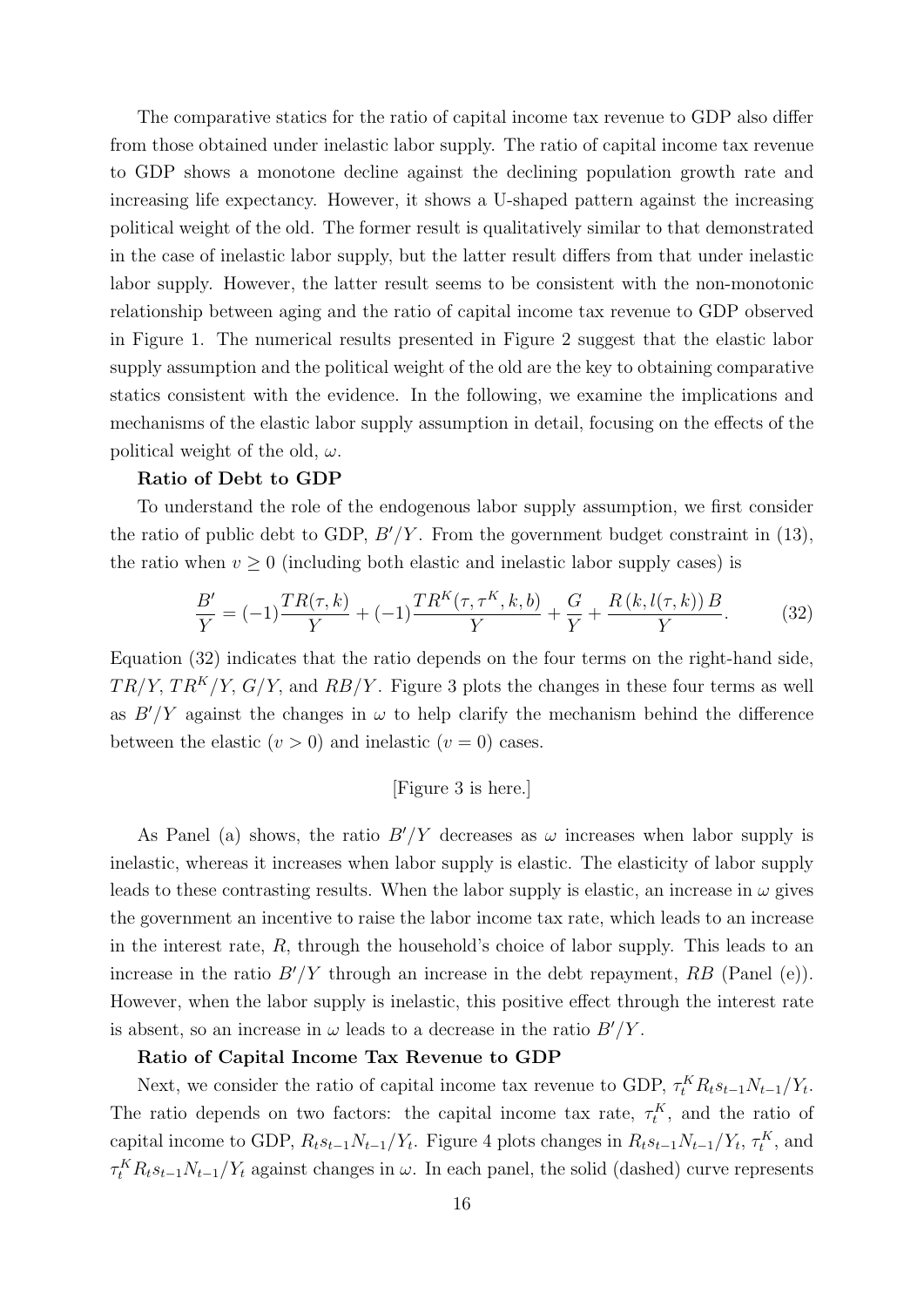The comparative statics for the ratio of capital income tax revenue to GDP also differ from those obtained under inelastic labor supply. The ratio of capital income tax revenue to GDP shows a monotone decline against the declining population growth rate and increasing life expectancy. However, it shows a U-shaped pattern against the increasing political weight of the old. The former result is qualitatively similar to that demonstrated in the case of inelastic labor supply, but the latter result differs from that under inelastic labor supply. However, the latter result seems to be consistent with the non-monotonic relationship between aging and the ratio of capital income tax revenue to GDP observed in Figure 1. The numerical results presented in Figure 2 suggest that the elastic labor supply assumption and the political weight of the old are the key to obtaining comparative statics consistent with the evidence. In the following, we examine the implications and mechanisms of the elastic labor supply assumption in detail, focusing on the effects of the political weight of the old, $\omega$.

**Ratio of Debt to GDP**

To understand the role of the endogenous labor supply assumption, we first consider the ratio of public debt to GDP, $B'/Y$. From the government budget constraint in (13), the ratio when $v \geq 0$ (including both elastic and inelastic labor supply cases) is

$$\frac{B'}{Y} = (-1)\frac{TR(\tau, k)}{Y} + (-1)\frac{TR^K(\tau, \tau^K, k, b)}{Y} + \frac{G}{Y} + \frac{R\left(k, l(\tau, k)\right)B}{Y}. \tag{32}$$

Equation (32) indicates that the ratio depends on the four terms on the right-hand side, $TR/Y$, $TR^K/Y$, $G/Y$, and $RB/Y$. Figure 3 plots the changes in these four terms as well as $B'/Y$ against the changes in $\omega$ to help clarify the mechanism behind the difference between the elastic ($v > 0$) and inelastic ($v = 0$) cases.

[Figure 3 is here.]

As Panel (a) shows, the ratio $B'/Y$ decreases as $\omega$ increases when labor supply is inelastic, whereas it increases when labor supply is elastic. The elasticity of labor supply leads to these contrasting results. When the labor supply is elastic, an increase in $\omega$ gives the government an incentive to raise the labor income tax rate, which leads to an increase in the interest rate, $R$, through the household's choice of labor supply. This leads to an increase in the ratio $B'/Y$ through an increase in the debt repayment, $RB$ (Panel (e)). However, when the labor supply is inelastic, this positive effect through the interest rate is absent, so an increase in $\omega$ leads to a decrease in the ratio $B'/Y$.

**Ratio of Capital Income Tax Revenue to GDP**

Next, we consider the ratio of capital income tax revenue to GDP, $\tau_t^K R_t s_{t-1} N_{t-1}/Y_t$. The ratio depends on two factors: the capital income tax rate, $\tau_t^K$, and the ratio of capital income to GDP, $R_t s_{t-1} N_{t-1}/Y_t$. Figure 4 plots changes in $R_t s_{t-1} N_{t-1}/Y_t$, $\tau_t^K$, and $\tau_t^K R_t s_{t-1} N_{t-1}/Y_t$ against changes in $\omega$. In each panel, the solid (dashed) curve represents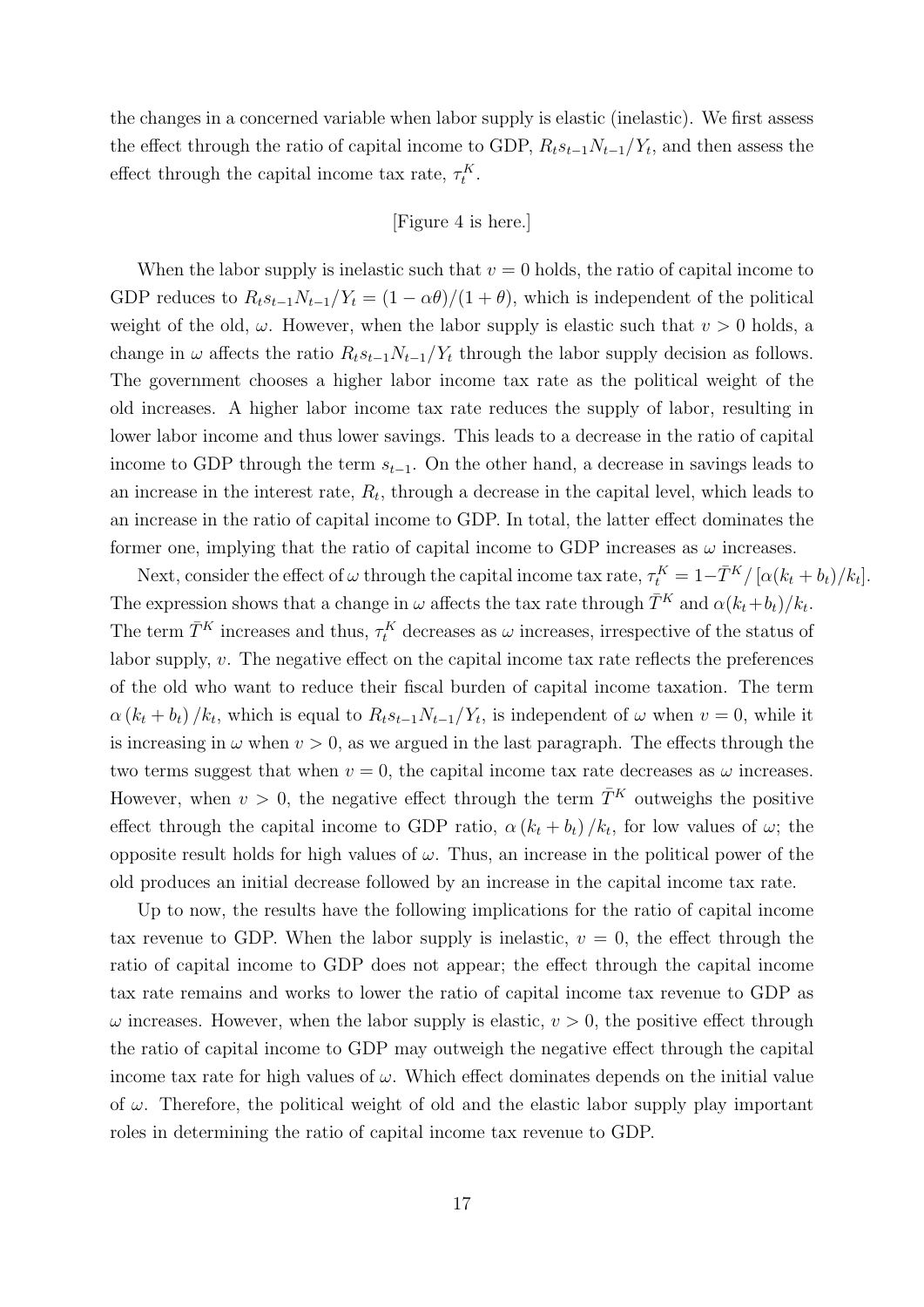the changes in a concerned variable when labor supply is elastic (inelastic). We first assess the effect through the ratio of capital income to GDP, $R_t s_{t-1} N_{t-1}/Y_t$, and then assess the effect through the capital income tax rate, $\tau_t^K$.

[Figure 4 is here.]

When the labor supply is inelastic such that $v = 0$ holds, the ratio of capital income to GDP reduces to $R_t s_{t-1} N_{t-1}/Y_t = (1 - \alpha\theta)/(1 + \theta)$, which is independent of the political weight of the old, $\omega$. However, when the labor supply is elastic such that $v > 0$ holds, a change in $\omega$ affects the ratio $R_t s_{t-1} N_{t-1}/Y_t$ through the labor supply decision as follows. The government chooses a higher labor income tax rate as the political weight of the old increases. A higher labor income tax rate reduces the supply of labor, resulting in lower labor income and thus lower savings. This leads to a decrease in the ratio of capital income to GDP through the term $s_{t-1}$. On the other hand, a decrease in savings leads to an increase in the interest rate, $R_t$, through a decrease in the capital level, which leads to an increase in the ratio of capital income to GDP. In total, the latter effect dominates the former one, implying that the ratio of capital income to GDP increases as $\omega$ increases.

Next, consider the effect of $\omega$ through the capital income tax rate, $\tau_t^K = 1 - \bar{T}^K / [\alpha(k_t + b_t)/k_t]$. The expression shows that a change in $\omega$ affects the tax rate through $\bar{T}^K$ and $\alpha(k_t + b_t)/k_t$. The term $\bar{T}^K$ increases and thus, $\tau_t^K$ decreases as $\omega$ increases, irrespective of the status of labor supply, $v$. The negative effect on the capital income tax rate reflects the preferences of the old who want to reduce their fiscal burden of capital income taxation. The term $\alpha(k_t + b_t)/k_t$, which is equal to $R_t s_{t-1} N_{t-1}/Y_t$, is independent of $\omega$ when $v = 0$, while it is increasing in $\omega$ when $v > 0$, as we argued in the last paragraph. The effects through the two terms suggest that when $v = 0$, the capital income tax rate decreases as $\omega$ increases. However, when $v > 0$, the negative effect through the term $\bar{T}^K$ outweighs the positive effect through the capital income to GDP ratio, $\alpha(k_t + b_t)/k_t$, for low values of $\omega$; the opposite result holds for high values of $\omega$. Thus, an increase in the political power of the old produces an initial decrease followed by an increase in the capital income tax rate.

Up to now, the results have the following implications for the ratio of capital income tax revenue to GDP. When the labor supply is inelastic, $v = 0$, the effect through the ratio of capital income to GDP does not appear; the effect through the capital income tax rate remains and works to lower the ratio of capital income tax revenue to GDP as $\omega$ increases. However, when the labor supply is elastic, $v > 0$, the positive effect through the ratio of capital income to GDP may outweigh the negative effect through the capital income tax rate for high values of $\omega$. Which effect dominates depends on the initial value of $\omega$. Therefore, the political weight of old and the elastic labor supply play important roles in determining the ratio of capital income tax revenue to GDP.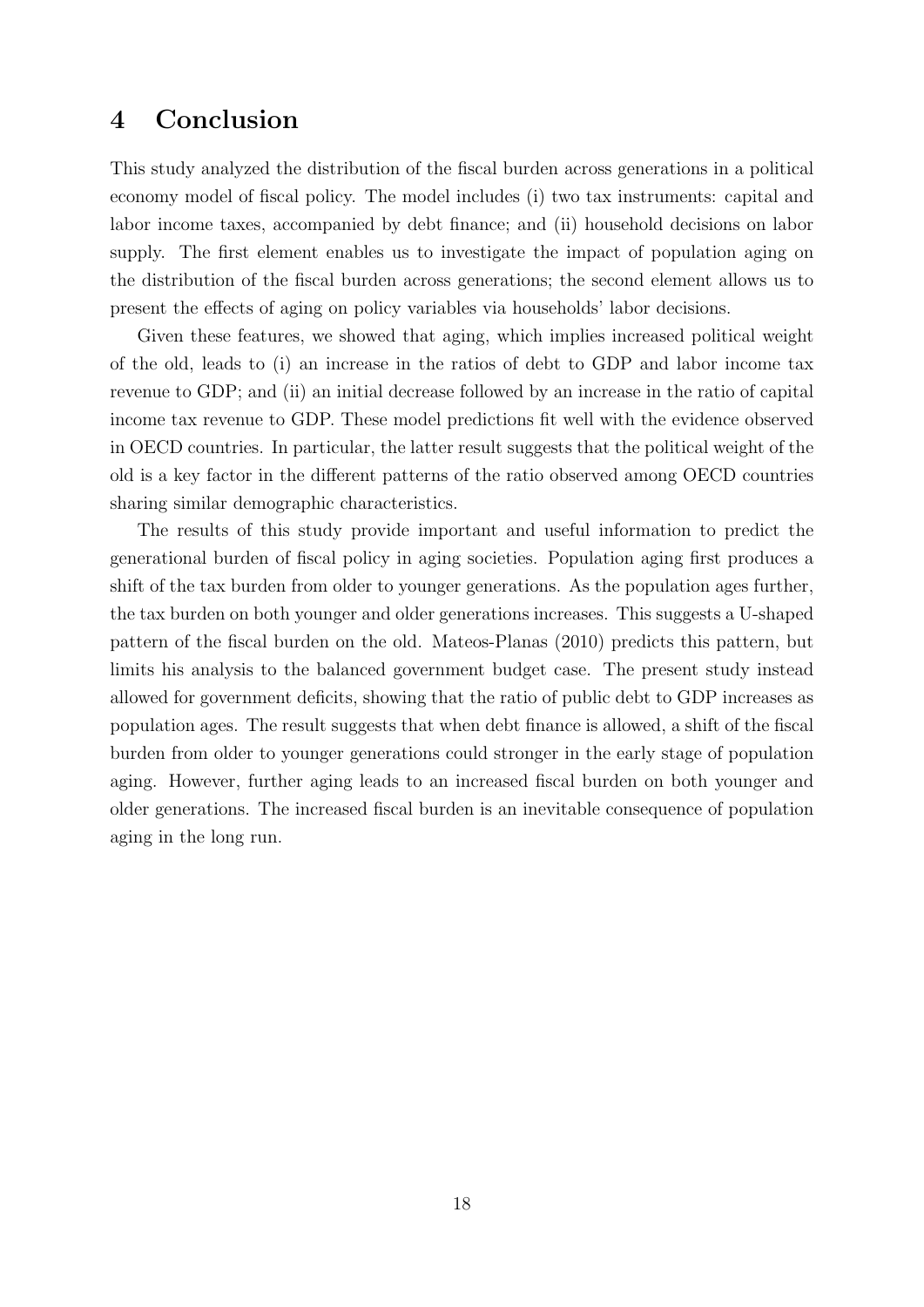## 4 Conclusion

This study analyzed the distribution of the fiscal burden across generations in a political economy model of fiscal policy. The model includes (i) two tax instruments: capital and labor income taxes, accompanied by debt finance; and (ii) household decisions on labor supply. The first element enables us to investigate the impact of population aging on the distribution of the fiscal burden across generations; the second element allows us to present the effects of aging on policy variables via households' labor decisions.

Given these features, we showed that aging, which implies increased political weight of the old, leads to (i) an increase in the ratios of debt to GDP and labor income tax revenue to GDP; and (ii) an initial decrease followed by an increase in the ratio of capital income tax revenue to GDP. These model predictions fit well with the evidence observed in OECD countries. In particular, the latter result suggests that the political weight of the old is a key factor in the different patterns of the ratio observed among OECD countries sharing similar demographic characteristics.

The results of this study provide important and useful information to predict the generational burden of fiscal policy in aging societies. Population aging first produces a shift of the tax burden from older to younger generations. As the population ages further, the tax burden on both younger and older generations increases. This suggests a U-shaped pattern of the fiscal burden on the old. Mateos-Planas (2010) predicts this pattern, but limits his analysis to the balanced government budget case. The present study instead allowed for government deficits, showing that the ratio of public debt to GDP increases as population ages. The result suggests that when debt finance is allowed, a shift of the fiscal burden from older to younger generations could stronger in the early stage of population aging. However, further aging leads to an increased fiscal burden on both younger and older generations. The increased fiscal burden is an inevitable consequence of population aging in the long run.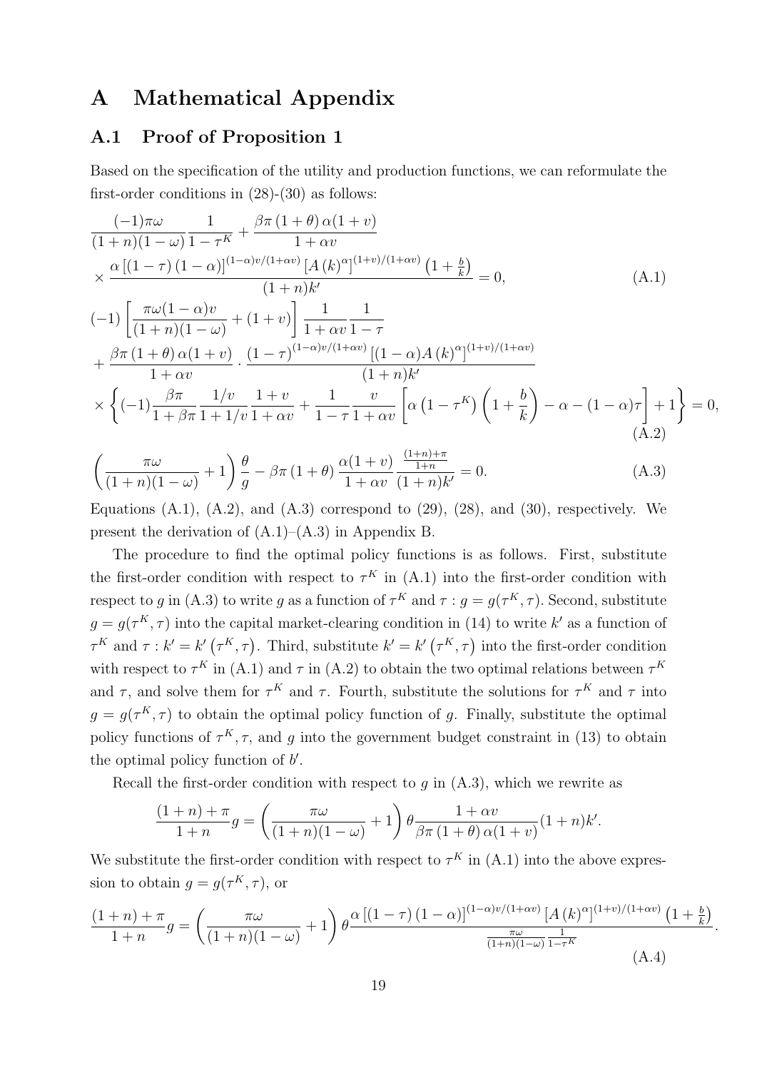# A Mathematical Appendix

## A.1 Proof of Proposition 1

Based on the specification of the utility and production functions, we can reformulate the first-order conditions in (28)-(30) as follows:

$$
\begin{aligned}
&\frac{(-1)\pi\omega}{(1+n)(1-\omega)}\frac{1}{1-\tau^K} + \frac{\beta\pi(1+\theta)\alpha(1+v)}{1+\alpha v} \\
&\times \frac{\alpha\left[(1-\tau)(1-\alpha)\right]^{(1-\alpha)v/(1+\alpha v)}\left[A(k)^{\alpha}\right]^{(1+v)/(1+\alpha v)}\left(1+\frac{b}{k}\right)}{(1+n)k'} = 0, \qquad \text{(A.1)}
\end{aligned}
$$

$$
\begin{aligned}
&(-1)\left[\frac{\pi\omega(1-\alpha)v}{(1+n)(1-\omega)} + (1+v)\right]\frac{1}{1+\alpha v}\frac{1}{1-\tau} \\
&+ \frac{\beta\pi(1+\theta)\alpha(1+v)}{1+\alpha v}\cdot\frac{(1-\tau)^{(1-\alpha)v/(1+\alpha v)}\left[(1-\alpha)A(k)^{\alpha}\right]^{(1+v)/(1+\alpha v)}}{(1+n)k'} \\
&\times\left\{(-1)\frac{\beta\pi}{1+\beta\pi}\frac{1/v}{1+1/v}\frac{1+v}{1+\alpha v} + \frac{1}{1-\tau}\frac{v}{1+\alpha v}\left[\alpha\left(1-\tau^K\right)\left(1+\frac{b}{k}\right) - \alpha - (1-\alpha)\tau\right] + 1\right\} = 0, \\
&\qquad \text{(A.2)}
\end{aligned}
$$

$$
\left(\frac{\pi\omega}{(1+n)(1-\omega)}+1\right)\frac{\theta}{g} - \beta\pi(1+\theta)\frac{\alpha(1+v)}{1+\alpha v}\frac{\frac{(1+n)+\pi}{1+n}}{(1+n)k'} = 0. \qquad \text{(A.3)}
$$

Equations (A.1), (A.2), and (A.3) correspond to (29), (28), and (30), respectively. We present the derivation of (A.1)–(A.3) in Appendix B.

The procedure to find the optimal policy functions is as follows. First, substitute the first-order condition with respect to $\tau^K$ in (A.1) into the first-order condition with respect to $g$ in (A.3) to write $g$ as a function of $\tau^K$ and $\tau$ : $g = g(\tau^K,\tau)$. Second, substitute $g = g(\tau^K,\tau)$ into the capital market-clearing condition in (14) to write $k'$ as a function of $\tau^K$ and $\tau$ : $k' = k'\left(\tau^K,\tau\right)$. Third, substitute $k' = k'\left(\tau^K,\tau\right)$ into the first-order condition with respect to $\tau^K$ in (A.1) and $\tau$ in (A.2) to obtain the two optimal relations between $\tau^K$ and $\tau$, and solve them for $\tau^K$ and $\tau$. Fourth, substitute the solutions for $\tau^K$ and $\tau$ into $g = g(\tau^K,\tau)$ to obtain the optimal policy function of $g$. Finally, substitute the optimal policy functions of $\tau^K,\tau$, and $g$ into the government budget constraint in (13) to obtain the optimal policy function of $b'$.

Recall the first-order condition with respect to $g$ in (A.3), which we rewrite as

$$
\frac{(1+n)+\pi}{1+n}g = \left(\frac{\pi\omega}{(1+n)(1-\omega)}+1\right)\theta\frac{1+\alpha v}{\beta\pi(1+\theta)\alpha(1+v)}(1+n)k'.
$$

We substitute the first-order condition with respect to $\tau^K$ in (A.1) into the above expression to obtain $g = g(\tau^K,\tau)$, or

$$
\frac{(1+n)+\pi}{1+n}g = \left(\frac{\pi\omega}{(1+n)(1-\omega)}+1\right)\theta\frac{\alpha\left[(1-\tau)(1-\alpha)\right]^{(1-\alpha)v/(1+\alpha v)}\left[A(k)^{\alpha}\right]^{(1+v)/(1+\alpha v)}\left(1+\frac{b}{k}\right)}{\frac{\pi\omega}{(1+n)(1-\omega)}\frac{1}{1-\tau^K}}. \qquad \text{(A.4)}
$$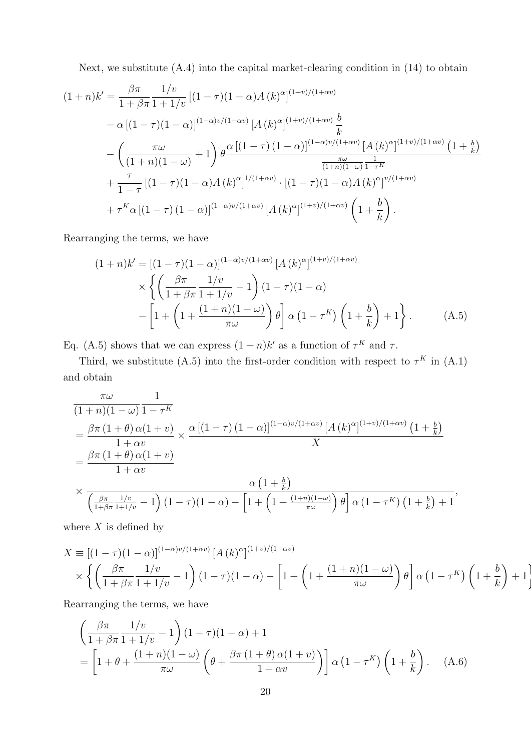Next, we substitute (A.4) into the capital market-clearing condition in (14) to obtain

$$
\begin{aligned}
(1+n)k' &= \frac{\beta\pi}{1+\beta\pi}\frac{1/v}{1+1/v}\left[(1-\tau)(1-\alpha)A\left(k\right)^{\alpha}\right]^{(1+v)/(1+\alpha v)} \\
&\quad - \alpha\left[(1-\tau)(1-\alpha)\right]^{(1-\alpha)v/(1+\alpha v)}\left[A\left(k\right)^{\alpha}\right]^{(1+v)/(1+\alpha v)}\frac{b}{k} \\
&\quad - \left(\frac{\pi\omega}{(1+n)(1-\omega)}+1\right)\theta\frac{\alpha\left[(1-\tau)\left(1-\alpha\right)\right]^{(1-\alpha)v/(1+\alpha v)}\left[A\left(k\right)^{\alpha}\right]^{(1+v)/(1+\alpha v)}\left(1+\frac{b}{k}\right)}{\frac{\pi\omega}{(1+n)(1-\omega)}\frac{1}{1-\tau^K}} \\
&\quad + \frac{\tau}{1-\tau}\left[(1-\tau)(1-\alpha)A\left(k\right)^{\alpha}\right]^{1/(1+\alpha v)}\cdot\left[(1-\tau)(1-\alpha)A\left(k\right)^{\alpha}\right]^{v/(1+\alpha v)} \\
&\quad + \tau^K\alpha\left[(1-\tau)\left(1-\alpha\right)\right]^{(1-\alpha)v/(1+\alpha v)}\left[A\left(k\right)^{\alpha}\right]^{(1+v)/(1+\alpha v)}\left(1+\frac{b}{k}\right).
\end{aligned}
$$

Rearranging the terms, we have

$$
\begin{aligned}
(1+n)k' &= \left[(1-\tau)(1-\alpha)\right]^{(1-\alpha)v/(1+\alpha v)}\left[A\left(k\right)^{\alpha}\right]^{(1+v)/(1+\alpha v)} \\
&\quad \times\left\{\left(\frac{\beta\pi}{1+\beta\pi}\frac{1/v}{1+1/v}-1\right)(1-\tau)(1-\alpha)\right. \\
&\quad \left. -\left[1+\left(1+\frac{(1+n)(1-\omega)}{\pi\omega}\right)\theta\right]\alpha\left(1-\tau^K\right)\left(1+\frac{b}{k}\right)+1\right\}. \qquad \text{(A.5)}
\end{aligned}
$$

Eq. (A.5) shows that we can express $(1+n)k'$ as a function of $\tau^K$ and $\tau$.

Third, we substitute (A.5) into the first-order condition with respect to $\tau^K$ in (A.1) and obtain

$$
\begin{aligned}
&\frac{\pi\omega}{(1+n)(1-\omega)}\frac{1}{1-\tau^K} \\
&= \frac{\beta\pi\left(1+\theta\right)\alpha(1+v)}{1+\alpha v}\times\frac{\alpha\left[(1-\tau)\left(1-\alpha\right)\right]^{(1-\alpha)v/(1+\alpha v)}\left[A\left(k\right)^{\alpha}\right]^{(1+v)/(1+\alpha v)}\left(1+\frac{b}{k}\right)}{X} \\
&= \frac{\beta\pi\left(1+\theta\right)\alpha(1+v)}{1+\alpha v} \\
&\times\frac{\alpha\left(1+\frac{b}{k}\right)}{\left(\frac{\beta\pi}{1+\beta\pi}\frac{1/v}{1+1/v}-1\right)(1-\tau)(1-\alpha)-\left[1+\left(1+\frac{(1+n)(1-\omega)}{\pi\omega}\right)\theta\right]\alpha\left(1-\tau^K\right)\left(1+\frac{b}{k}\right)+1},
\end{aligned}
$$

where $X$ is defined by

$$
\begin{aligned}
X &\equiv \left[(1-\tau)(1-\alpha)\right]^{(1-\alpha)v/(1+\alpha v)}\left[A\left(k\right)^{\alpha}\right]^{(1+v)/(1+\alpha v)} \\
&\quad\times\left\{\left(\frac{\beta\pi}{1+\beta\pi}\frac{1/v}{1+1/v}-1\right)(1-\tau)(1-\alpha)-\left[1+\left(1+\frac{(1+n)(1-\omega)}{\pi\omega}\right)\theta\right]\alpha\left(1-\tau^K\right)\left(1+\frac{b}{k}\right)+1\right\}
\end{aligned}
$$

Rearranging the terms, we have

$$
\begin{aligned}
&\left(\frac{\beta\pi}{1+\beta\pi}\frac{1/v}{1+1/v}-1\right)(1-\tau)(1-\alpha)+1 \\
&= \left[1+\theta+\frac{(1+n)(1-\omega)}{\pi\omega}\left(\theta+\frac{\beta\pi\left(1+\theta\right)\alpha(1+v)}{1+\alpha v}\right)\right]\alpha\left(1-\tau^K\right)\left(1+\frac{b}{k}\right). \qquad \text{(A.6)}
\end{aligned}
$$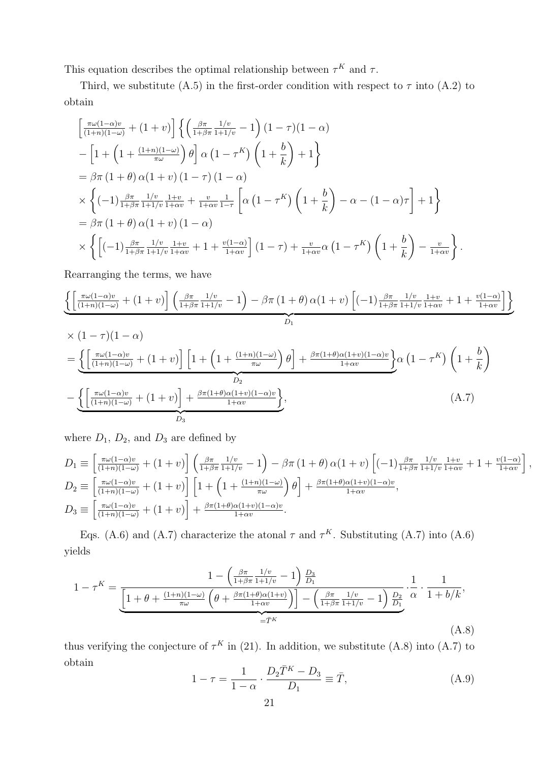This equation describes the optimal relationship between $\tau^K$ and $\tau$.

Third, we substitute (A.5) in the first-order condition with respect to $\tau$ into (A.2) to obtain

$$
\begin{aligned}
&\left[\tfrac{\pi\omega(1-\alpha)v}{(1+n)(1-\omega)} + (1+v)\right]\left\{\left(\tfrac{\beta\pi}{1+\beta\pi}\tfrac{1/v}{1+1/v} - 1\right)(1-\tau)(1-\alpha)\right. \\
&\left. - \left[1 + \left(1 + \tfrac{(1+n)(1-\omega)}{\pi\omega}\right)\theta\right]\alpha\left(1-\tau^K\right)\left(1+\frac{b}{k}\right) + 1\right\} \\
&= \beta\pi\left(1+\theta\right)\alpha(1+v)\left(1-\tau\right)\left(1-\alpha\right) \\
&\times\left\{(-1)\tfrac{\beta\pi}{1+\beta\pi}\tfrac{1/v}{1+1/v}\tfrac{1+v}{1+\alpha v} + \tfrac{v}{1+\alpha v}\tfrac{1}{1-\tau}\left[\alpha\left(1-\tau^K\right)\left(1+\frac{b}{k}\right) - \alpha - (1-\alpha)\tau\right] + 1\right\} \\
&= \beta\pi\left(1+\theta\right)\alpha(1+v)\left(1-\alpha\right) \\
&\times\left\{\left[(-1)\tfrac{\beta\pi}{1+\beta\pi}\tfrac{1/v}{1+1/v}\tfrac{1+v}{1+\alpha v} + 1 + \tfrac{v(1-\alpha)}{1+\alpha v}\right](1-\tau) + \tfrac{v}{1+\alpha v}\alpha\left(1-\tau^K\right)\left(1+\frac{b}{k}\right) - \tfrac{v}{1+\alpha v}\right\}.
\end{aligned}
$$

Rearranging the terms, we have

$$
\begin{aligned}
&\underbrace{\left\{\left[\tfrac{\pi\omega(1-\alpha)v}{(1+n)(1-\omega)} + (1+v)\right]\left(\tfrac{\beta\pi}{1+\beta\pi}\tfrac{1/v}{1+1/v} - 1\right) - \beta\pi\left(1+\theta\right)\alpha(1+v)\left[(-1)\tfrac{\beta\pi}{1+\beta\pi}\tfrac{1/v}{1+1/v}\tfrac{1+v}{1+\alpha v} + 1 + \tfrac{v(1-\alpha)}{1+\alpha v}\right]\right\}}_{D_1} \\
&\times(1-\tau)(1-\alpha) \\
&= \underbrace{\left\{\left[\tfrac{\pi\omega(1-\alpha)v}{(1+n)(1-\omega)} + (1+v)\right]\left[1 + \left(1 + \tfrac{(1+n)(1-\omega)}{\pi\omega}\right)\theta\right] + \tfrac{\beta\pi(1+\theta)\alpha(1+v)(1-\alpha)v}{1+\alpha v}\right\}}_{D_2}\alpha\left(1-\tau^K\right)\left(1+\frac{b}{k}\right) \\
&- \underbrace{\left\{\left[\tfrac{\pi\omega(1-\alpha)v}{(1+n)(1-\omega)} + (1+v)\right] + \tfrac{\beta\pi(1+\theta)\alpha(1+v)(1-\alpha)v}{1+\alpha v}\right\}}_{D_3}, \qquad \text{(A.7)}
\end{aligned}
$$

where $D_1$, $D_2$, and $D_3$ are defined by

$$
\begin{aligned}
D_1 &\equiv \left[\tfrac{\pi\omega(1-\alpha)v}{(1+n)(1-\omega)} + (1+v)\right]\left(\tfrac{\beta\pi}{1+\beta\pi}\tfrac{1/v}{1+1/v} - 1\right) - \beta\pi\left(1+\theta\right)\alpha(1+v)\left[(-1)\tfrac{\beta\pi}{1+\beta\pi}\tfrac{1/v}{1+1/v}\tfrac{1+v}{1+\alpha v} + 1 + \tfrac{v(1-\alpha)}{1+\alpha v}\right], \\
D_2 &\equiv \left[\tfrac{\pi\omega(1-\alpha)v}{(1+n)(1-\omega)} + (1+v)\right]\left[1 + \left(1 + \tfrac{(1+n)(1-\omega)}{\pi\omega}\right)\theta\right] + \tfrac{\beta\pi(1+\theta)\alpha(1+v)(1-\alpha)v}{1+\alpha v}, \\
D_3 &\equiv \left[\tfrac{\pi\omega(1-\alpha)v}{(1+n)(1-\omega)} + (1+v)\right] + \tfrac{\beta\pi(1+\theta)\alpha(1+v)(1-\alpha)v}{1+\alpha v}.
\end{aligned}
$$

Eqs. (A.6) and (A.7) characterize the atonal $\tau$ and $\tau^K$. Substituting (A.7) into (A.6) yields

$$
1-\tau^K = \underbrace{\frac{1 - \left(\frac{\beta\pi}{1+\beta\pi}\frac{1/v}{1+1/v} - 1\right)\frac{D_3}{D_1}}{\left[1 + \theta + \frac{(1+n)(1-\omega)}{\pi\omega}\left(\theta + \frac{\beta\pi(1+\theta)\alpha(1+v)}{1+\alpha v}\right)\right] - \left(\frac{\beta\pi}{1+\beta\pi}\frac{1/v}{1+1/v} - 1\right)\frac{D_2}{D_1}}}_{=\bar{T}^K}\cdot\frac{1}{\alpha}\cdot\frac{1}{1+b/k}, \qquad \text{(A.8)}
$$

thus verifying the conjecture of $\tau^K$ in (21). In addition, we substitute (A.8) into (A.7) to obtain

$$
1-\tau = \frac{1}{1-\alpha}\cdot\frac{D_2\bar{T}^K - D_3}{D_1} \equiv \bar{T}, \qquad \text{(A.9)}
$$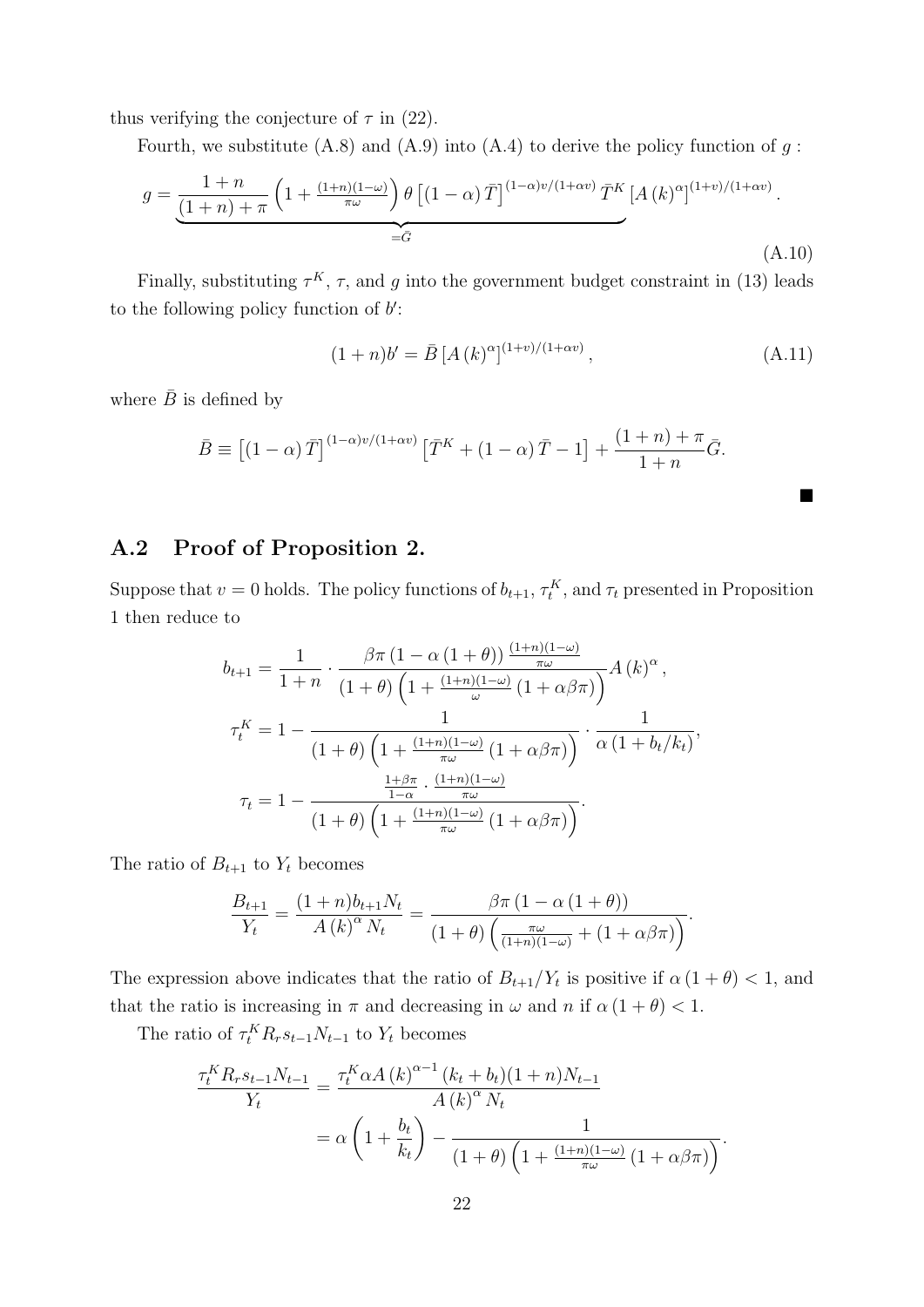thus verifying the conjecture of $\tau$ in (22).

Fourth, we substitute (A.8) and (A.9) into (A.4) to derive the policy function of $g$ :

$$g=\underbrace{\frac{1+n}{(1+n)+\pi}\left(1+\frac{(1+n)(1-\omega)}{\pi\omega}\right)\theta\left[(1-\alpha)\bar{T}\right]^{(1-\alpha)v/(1+\alpha v)}\bar{T}^{K}}_{=\bar{G}}\left[A\left(k\right)^{\alpha}\right]^{(1+v)/(1+\alpha v)}. \tag{A.10}$$

Finally, substituting $\tau^K$, $\tau$, and $g$ into the government budget constraint in (13) leads to the following policy function of $b'$:

$$(1+n)b'=\bar{B}\left[A\left(k\right)^{\alpha}\right]^{(1+v)/(1+\alpha v)}, \tag{A.11}$$

where $\bar{B}$ is defined by

$$\bar{B}\equiv\left[(1-\alpha)\bar{T}\right]^{(1-\alpha)v/(1+\alpha v)}\left[\bar{T}^{K}+(1-\alpha)\bar{T}-1\right]+\frac{(1+n)+\pi}{1+n}\bar{G}.$$

■

## A.2 Proof of Proposition 2.

Suppose that $v=0$ holds. The policy functions of $b_{t+1}$, $\tau_t^K$, and $\tau_t$ presented in Proposition 1 then reduce to

$$b_{t+1}=\frac{1}{1+n}\cdot\frac{\beta\pi\left(1-\alpha\left(1+\theta\right)\right)\frac{(1+n)(1-\omega)}{\pi\omega}}{\left(1+\theta\right)\left(1+\frac{(1+n)(1-\omega)}{\omega}\left(1+\alpha\beta\pi\right)\right)}A\left(k\right)^{\alpha},$$

$$\tau_t^K=1-\frac{1}{\left(1+\theta\right)\left(1+\frac{(1+n)(1-\omega)}{\pi\omega}\left(1+\alpha\beta\pi\right)\right)}\cdot\frac{1}{\alpha\left(1+b_t/k_t\right)},$$

$$\tau_t=1-\frac{\frac{1+\beta\pi}{1-\alpha}\cdot\frac{(1+n)(1-\omega)}{\pi\omega}}{\left(1+\theta\right)\left(1+\frac{(1+n)(1-\omega)}{\pi\omega}\left(1+\alpha\beta\pi\right)\right)}.$$

The ratio of $B_{t+1}$ to $Y_t$ becomes

$$\frac{B_{t+1}}{Y_t}=\frac{(1+n)b_{t+1}N_t}{A\left(k\right)^{\alpha}N_t}=\frac{\beta\pi\left(1-\alpha\left(1+\theta\right)\right)}{\left(1+\theta\right)\left(\frac{\pi\omega}{(1+n)(1-\omega)}+\left(1+\alpha\beta\pi\right)\right)}.$$

The expression above indicates that the ratio of $B_{t+1}/Y_t$ is positive if $\alpha\left(1+\theta\right)<1$, and that the ratio is increasing in $\pi$ and decreasing in $\omega$ and $n$ if $\alpha\left(1+\theta\right)<1$.

The ratio of $\tau_t^K R_r s_{t-1}N_{t-1}$ to $Y_t$ becomes

$$\begin{aligned}\frac{\tau_t^K R_r s_{t-1}N_{t-1}}{Y_t}&=\frac{\tau_t^K\alpha A\left(k\right)^{\alpha-1}(k_t+b_t)(1+n)N_{t-1}}{A\left(k\right)^{\alpha}N_t}\\&=\alpha\left(1+\frac{b_t}{k_t}\right)-\frac{1}{\left(1+\theta\right)\left(1+\frac{(1+n)(1-\omega)}{\pi\omega}\left(1+\alpha\beta\pi\right)\right)}.\end{aligned}$$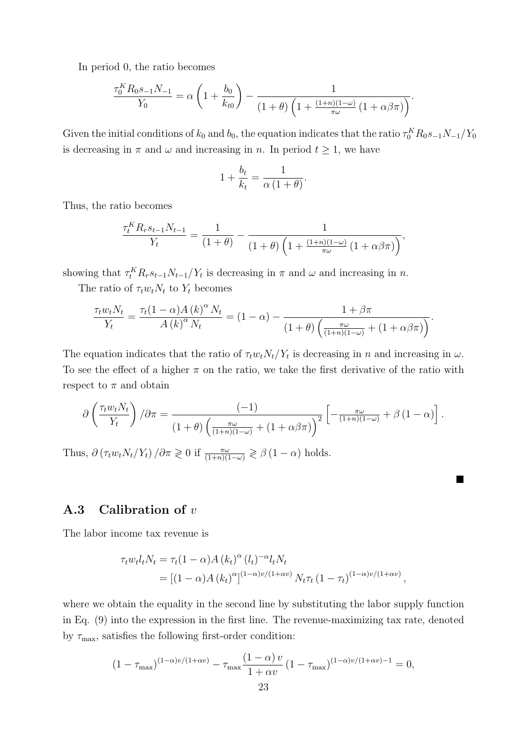In period 0, the ratio becomes

$$\frac{\tau_0^K R_0 s_{-1} N_{-1}}{Y_0} = \alpha \left(1 + \frac{b_0}{k_{t0}}\right) - \frac{1}{(1+\theta)\left(1 + \frac{(1+n)(1-\omega)}{\pi\omega}(1+\alpha\beta\pi)\right)}.$$

Given the initial conditions of $k_0$ and $b_0$, the equation indicates that the ratio $\tau_0^K R_0 s_{-1} N_{-1}/Y_0$ is decreasing in $\pi$ and $\omega$ and increasing in $n$. In period $t \geq 1$, we have

$$1 + \frac{b_t}{k_t} = \frac{1}{\alpha(1+\theta)}.$$

Thus, the ratio becomes

$$\frac{\tau_t^K R_r s_{t-1} N_{t-1}}{Y_t} = \frac{1}{(1+\theta)} - \frac{1}{(1+\theta)\left(1 + \frac{(1+n)(1-\omega)}{\pi\omega}(1+\alpha\beta\pi)\right)},$$

showing that $\tau_t^K R_r s_{t-1} N_{t-1}/Y_t$ is decreasing in $\pi$ and $\omega$ and increasing in $n$.

The ratio of $\tau_t w_t N_t$ to $Y_t$ becomes

$$\frac{\tau_t w_t N_t}{Y_t} = \frac{\tau_t (1-\alpha) A (k)^\alpha N_t}{A (k)^\alpha N_t} = (1-\alpha) - \frac{1+\beta\pi}{(1+\theta)\left(\frac{\pi\omega}{(1+n)(1-\omega)} + (1+\alpha\beta\pi)\right)}.$$

The equation indicates that the ratio of $\tau_t w_t N_t/Y_t$ is decreasing in $n$ and increasing in $\omega$. To see the effect of a higher $\pi$ on the ratio, we take the first derivative of the ratio with respect to $\pi$ and obtain

$$\partial\left(\frac{\tau_t w_t N_t}{Y_t}\right)/\partial\pi = \frac{(-1)}{(1+\theta)\left(\frac{\pi\omega}{(1+n)(1-\omega)} + (1+\alpha\beta\pi)\right)^2}\left[-\frac{\pi\omega}{(1+n)(1-\omega)} + \beta(1-\alpha)\right].$$

Thus, $\partial(\tau_t w_t N_t/Y_t)/\partial\pi \gtrless 0$ if $\frac{\pi\omega}{(1+n)(1-\omega)} \gtrless \beta(1-\alpha)$ holds.

■

## A.3 Calibration of $v$

The labor income tax revenue is

$$\begin{aligned}\tau_t w_t l_t N_t &= \tau_t (1-\alpha) A (k_t)^\alpha (l_t)^{-\alpha} l_t N_t \\ &= \left[(1-\alpha) A (k_t)^\alpha\right]^{(1-\alpha)v/(1+\alpha v)} N_t \tau_t (1-\tau_t)^{(1-\alpha)v/(1+\alpha v)},\end{aligned}$$

where we obtain the equality in the second line by substituting the labor supply function in Eq. (9) into the expression in the first line. The revenue-maximizing tax rate, denoted by $\tau_{\max}$, satisfies the following first-order condition:

$$(1-\tau_{\max})^{(1-\alpha)v/(1+\alpha v)} - \tau_{\max}\frac{(1-\alpha)v}{1+\alpha v}(1-\tau_{\max})^{(1-\alpha)v/(1+\alpha v)-1} = 0,$$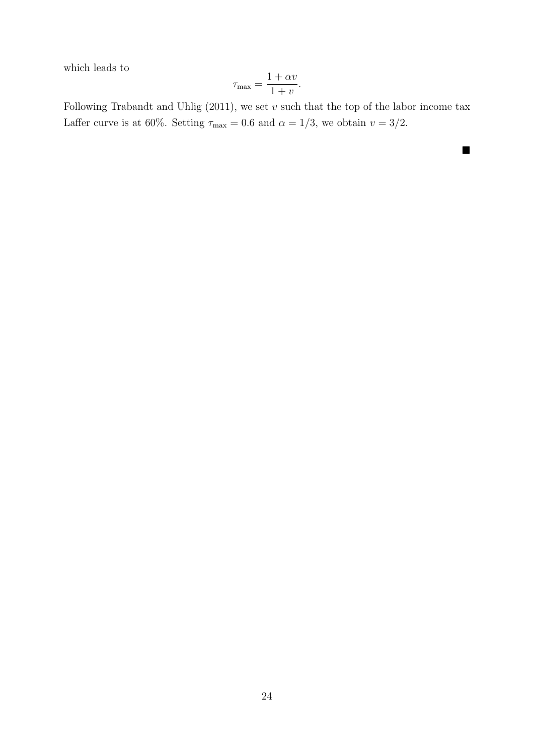which leads to

$$\tau_{\max} = \frac{1 + \alpha v}{1 + v}.$$

Following Trabandt and Uhlig (2011), we set $v$ such that the top of the labor income tax Laffer curve is at 60%. Setting $\tau_{\max} = 0.6$ and $\alpha = 1/3$, we obtain $v = 3/2$.

■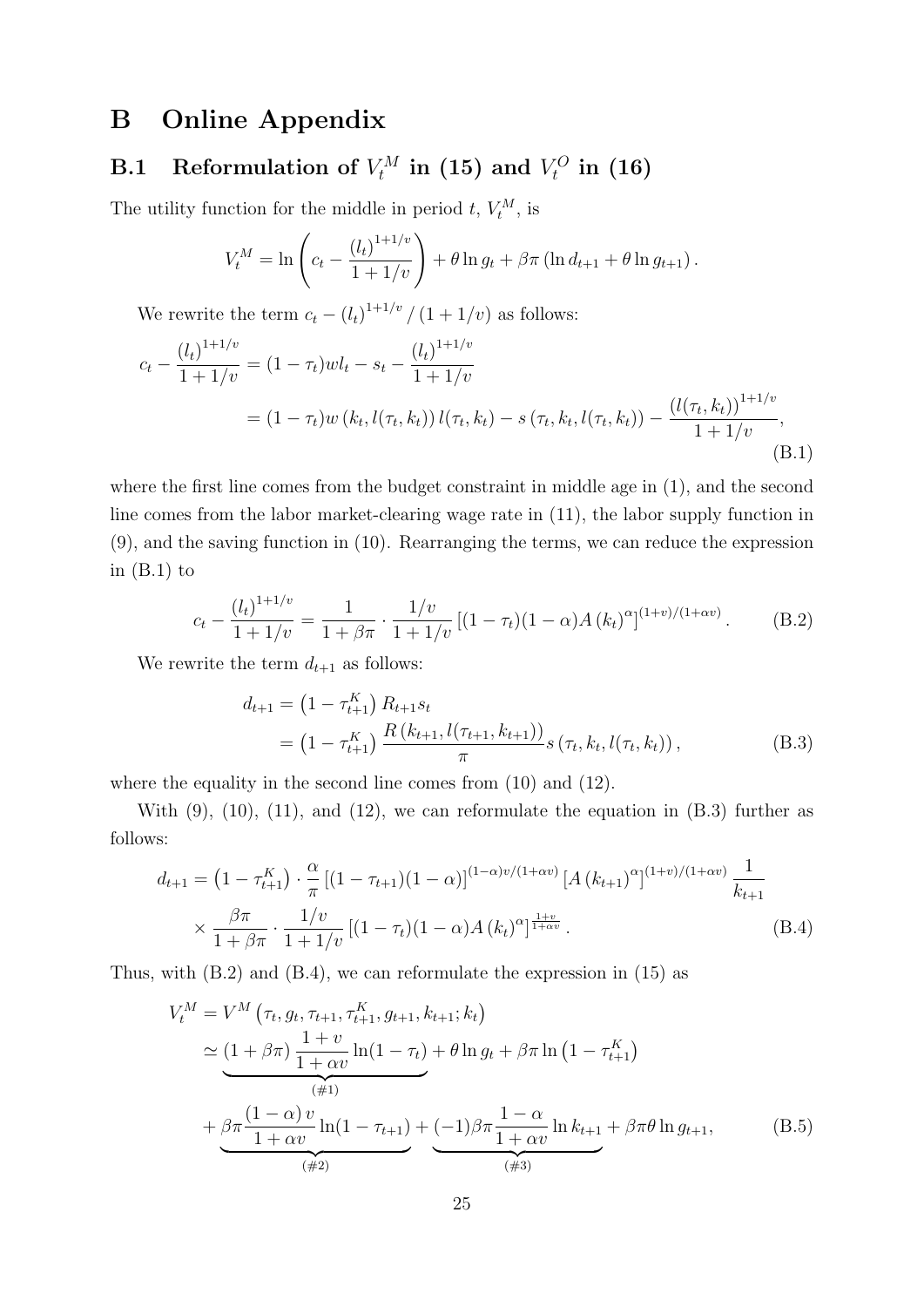# B Online Appendix

## B.1 Reformulation of $V_t^M$ in (15) and $V_t^O$ in (16)

The utility function for the middle in period $t$, $V_t^M$, is

$$V_t^M = \ln\left(c_t - \frac{(l_t)^{1+1/v}}{1+1/v}\right) + \theta \ln g_t + \beta\pi\left(\ln d_{t+1} + \theta \ln g_{t+1}\right).$$

We rewrite the term $c_t - (l_t)^{1+1/v}/(1+1/v)$ as follows:

$$\begin{aligned} c_t - \frac{(l_t)^{1+1/v}}{1+1/v} &= (1-\tau_t)wl_t - s_t - \frac{(l_t)^{1+1/v}}{1+1/v} \\ &= (1-\tau_t)w\left(k_t, l(\tau_t, k_t)\right) l(\tau_t, k_t) - s\left(\tau_t, k_t, l(\tau_t, k_t)\right) - \frac{(l(\tau_t, k_t))^{1+1/v}}{1+1/v}, \end{aligned} \tag{B.1}$$

where the first line comes from the budget constraint in middle age in (1), and the second line comes from the labor market-clearing wage rate in (11), the labor supply function in (9), and the saving function in (10). Rearranging the terms, we can reduce the expression in (B.1) to

$$c_t - \frac{(l_t)^{1+1/v}}{1+1/v} = \frac{1}{1+\beta\pi} \cdot \frac{1/v}{1+1/v}\left[(1-\tau_t)(1-\alpha)A(k_t)^\alpha\right]^{(1+v)/(1+\alpha v)}. \tag{B.2}$$

We rewrite the term $d_{t+1}$ as follows:

$$\begin{aligned} d_{t+1} &= \left(1-\tau_{t+1}^K\right) R_{t+1} s_t \\ &= \left(1-\tau_{t+1}^K\right) \frac{R\left(k_{t+1}, l(\tau_{t+1}, k_{t+1})\right)}{\pi} s\left(\tau_t, k_t, l(\tau_t, k_t)\right), \end{aligned} \tag{B.3}$$

where the equality in the second line comes from (10) and (12).

With (9), (10), (11), and (12), we can reformulate the equation in (B.3) further as follows:

$$\begin{aligned} d_{t+1} &= \left(1-\tau_{t+1}^K\right) \cdot \frac{\alpha}{\pi}\left[(1-\tau_{t+1})(1-\alpha)\right]^{(1-\alpha)v/(1+\alpha v)}\left[A(k_{t+1})^\alpha\right]^{(1+v)/(1+\alpha v)} \frac{1}{k_{t+1}} \\ &\quad \times \frac{\beta\pi}{1+\beta\pi} \cdot \frac{1/v}{1+1/v}\left[(1-\tau_t)(1-\alpha)A(k_t)^\alpha\right]^{\frac{1+v}{1+\alpha v}}. \end{aligned} \tag{B.4}$$

Thus, with (B.2) and (B.4), we can reformulate the expression in (15) as

$$\begin{aligned} V_t^M &= V^M\left(\tau_t, g_t, \tau_{t+1}, \tau_{t+1}^K, g_{t+1}, k_{t+1}; k_t\right) \\ &\simeq \underbrace{(1+\beta\pi)\frac{1+v}{1+\alpha v}\ln(1-\tau_t)}_{(\#1)} + \theta \ln g_t + \beta\pi \ln\left(1-\tau_{t+1}^K\right) \\ &\quad + \underbrace{\beta\pi\frac{(1-\alpha)v}{1+\alpha v}\ln(1-\tau_{t+1})}_{(\#2)} + \underbrace{(-1)\beta\pi\frac{1-\alpha}{1+\alpha v}\ln k_{t+1}}_{(\#3)} + \beta\pi\theta \ln g_{t+1}, \end{aligned} \tag{B.5}$$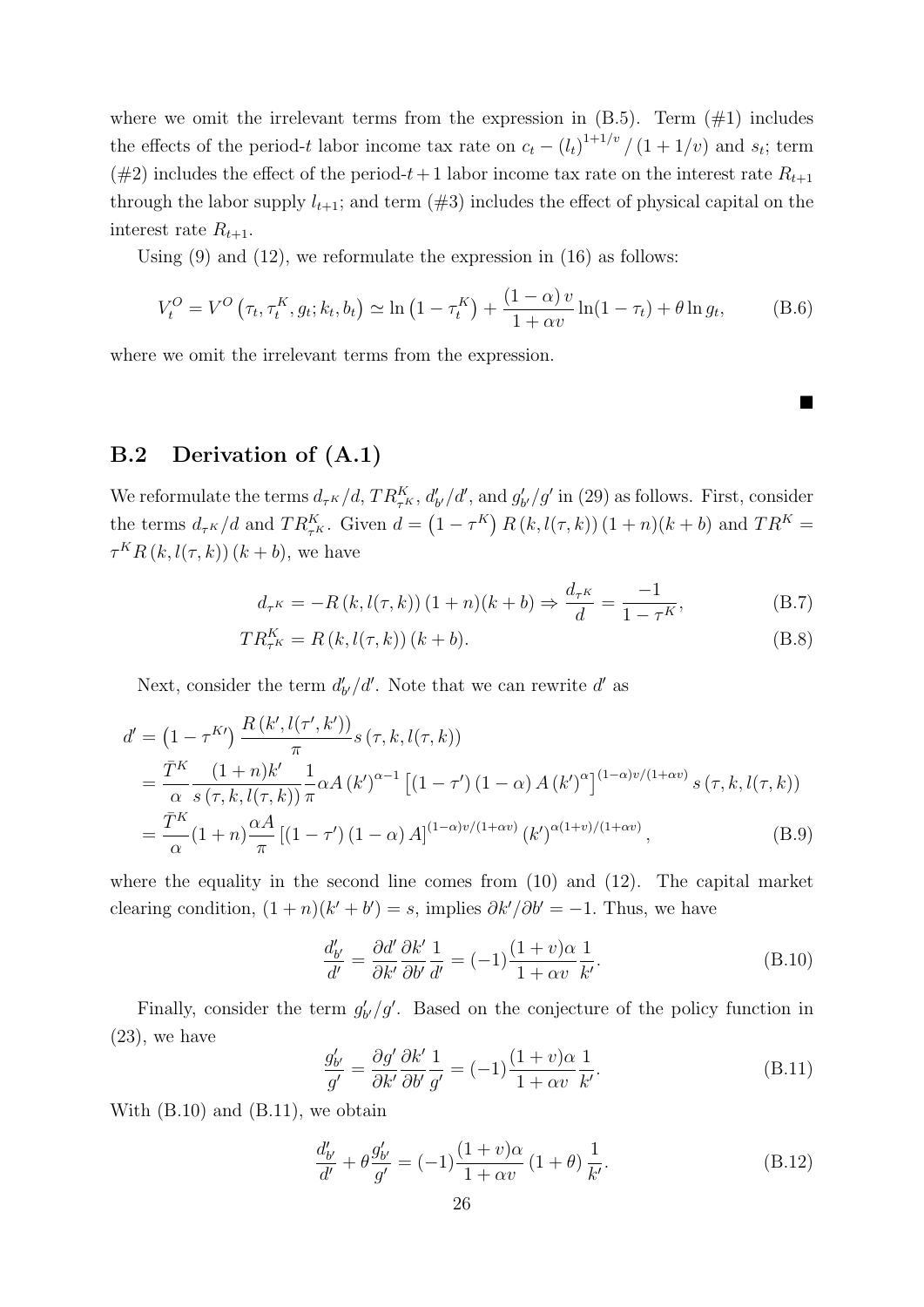where we omit the irrelevant terms from the expression in (B.5). Term (#1) includes the effects of the period-$t$ labor income tax rate on $c_t - (l_t)^{1+1/v} / (1+1/v)$ and $s_t$; term (#2) includes the effect of the period-$t+1$ labor income tax rate on the interest rate $R_{t+1}$ through the labor supply $l_{t+1}$; and term (#3) includes the effect of physical capital on the interest rate $R_{t+1}$.

Using (9) and (12), we reformulate the expression in (16) as follows:

$$V_t^O = V^O\left(\tau_t, \tau_t^K, g_t; k_t, b_t\right) \simeq \ln\left(1-\tau_t^K\right) + \frac{(1-\alpha)\,v}{1+\alpha v}\ln(1-\tau_t) + \theta \ln g_t, \tag{B.6}$$

where we omit the irrelevant terms from the expression.

■

## B.2 Derivation of (A.1)

We reformulate the terms $d_{\tau^K}/d$, $TR^K_{\tau^K}$, $d'_{b'}/d'$, and $g'_{b'}/g'$ in (29) as follows. First, consider the terms $d_{\tau^K}/d$ and $TR^K_{\tau^K}$. Given $d = \left(1-\tau^K\right) R\left(k, l(\tau,k)\right)(1+n)(k+b)$ and $TR^K = \tau^K R\left(k, l(\tau,k)\right)(k+b)$, we have

$$d_{\tau^K} = -R\left(k, l(\tau,k)\right)(1+n)(k+b) \Rightarrow \frac{d_{\tau^K}}{d} = \frac{-1}{1-\tau^K}, \tag{B.7}$$

$$TR^K_{\tau^K} = R\left(k, l(\tau,k)\right)(k+b). \tag{B.8}$$

Next, consider the term $d'_{b'}/d'$. Note that we can rewrite $d'$ as

$$\begin{aligned}
d' &= \left(1-\tau^{K\prime}\right)\frac{R\left(k', l(\tau',k')\right)}{\pi} s\left(\tau, k, l(\tau,k)\right) \\
&= \frac{\bar{T}^K}{\alpha}\frac{(1+n)k'}{s\left(\tau,k,l(\tau,k)\right)}\frac{1}{\pi}\alpha A\left(k'\right)^{\alpha-1}\left[\left(1-\tau'\right)(1-\alpha)A\left(k'\right)^{\alpha}\right]^{(1-\alpha)v/(1+\alpha v)} s\left(\tau,k,l(\tau,k)\right) \\
&= \frac{\bar{T}^K}{\alpha}(1+n)\frac{\alpha A}{\pi}\left[\left(1-\tau'\right)(1-\alpha)A\right]^{(1-\alpha)v/(1+\alpha v)}\left(k'\right)^{\alpha(1+v)/(1+\alpha v)},
\end{aligned} \tag{B.9}$$

where the equality in the second line comes from (10) and (12). The capital market clearing condition, $(1+n)(k'+b') = s$, implies $\partial k'/\partial b' = -1$. Thus, we have

$$\frac{d'_{b'}}{d'} = \frac{\partial d'}{\partial k'}\frac{\partial k'}{\partial b'}\frac{1}{d'} = (-1)\frac{(1+v)\alpha}{1+\alpha v}\frac{1}{k'}. \tag{B.10}$$

Finally, consider the term $g'_{b'}/g'$. Based on the conjecture of the policy function in (23), we have

$$\frac{g'_{b'}}{g'} = \frac{\partial g'}{\partial k'}\frac{\partial k'}{\partial b'}\frac{1}{g'} = (-1)\frac{(1+v)\alpha}{1+\alpha v}\frac{1}{k'}. \tag{B.11}$$

With (B.10) and (B.11), we obtain

$$\frac{d'_{b'}}{d'} + \theta\frac{g'_{b'}}{g'} = (-1)\frac{(1+v)\alpha}{1+\alpha v}\left(1+\theta\right)\frac{1}{k'}. \tag{B.12}$$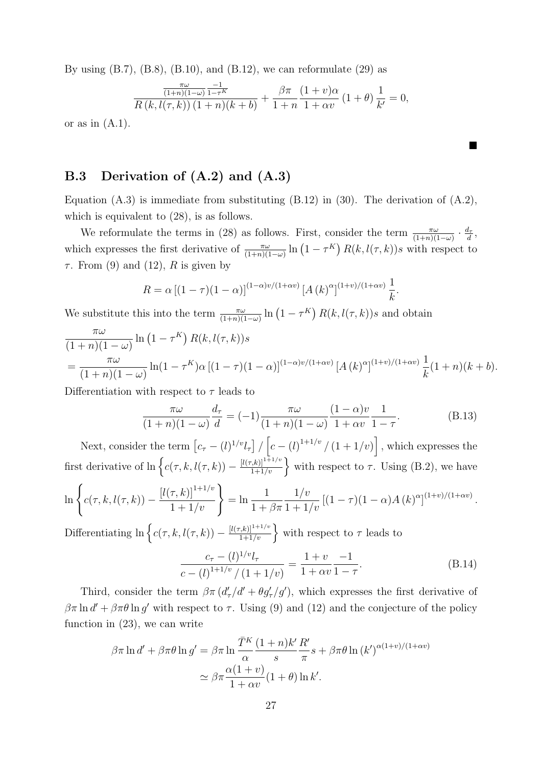By using (B.7), (B.8), (B.10), and (B.12), we can reformulate (29) as

$$\frac{\frac{\pi\omega}{(1+n)(1-\omega)}\frac{-1}{1-\tau^K}}{R\left(k,l(\tau,k)\right)(1+n)(k+b)}+\frac{\beta\pi}{1+n}\frac{(1+v)\alpha}{1+\alpha v}\left(1+\theta\right)\frac{1}{k'}=0,$$

or as in (A.1).

■

## B.3 Derivation of (A.2) and (A.3)

Equation (A.3) is immediate from substituting (B.12) in (30). The derivation of (A.2), which is equivalent to (28), is as follows.

We reformulate the terms in (28) as follows. First, consider the term $\frac{\pi\omega}{(1+n)(1-\omega)}\cdot\frac{d_\tau}{d}$, which expresses the first derivative of $\frac{\pi\omega}{(1+n)(1-\omega)}\ln\left(1-\tau^K\right)R(k,l(\tau,k))s$ with respect to $\tau$. From (9) and (12), $R$ is given by

$$R=\alpha\left[(1-\tau)(1-\alpha)\right]^{(1-\alpha)v/(1+\alpha v)}\left[A\left(k\right)^{\alpha}\right]^{(1+v)/(1+\alpha v)}\frac{1}{k}.$$

We substitute this into the term $\frac{\pi\omega}{(1+n)(1-\omega)}\ln\left(1-\tau^K\right)R(k,l(\tau,k))s$ and obtain

$$\begin{aligned}
&\frac{\pi\omega}{(1+n)(1-\omega)}\ln\left(1-\tau^K\right)R(k,l(\tau,k))s\\
&=\frac{\pi\omega}{(1+n)(1-\omega)}\ln(1-\tau^K)\alpha\left[(1-\tau)(1-\alpha)\right]^{(1-\alpha)v/(1+\alpha v)}\left[A\left(k\right)^{\alpha}\right]^{(1+v)/(1+\alpha v)}\frac{1}{k}(1+n)(k+b).
\end{aligned}$$

Differentiation with respect to $\tau$ leads to

$$\frac{\pi\omega}{(1+n)(1-\omega)}\frac{d_\tau}{d}=(-1)\frac{\pi\omega}{(1+n)(1-\omega)}\frac{(1-\alpha)v}{1+\alpha v}\frac{1}{1-\tau}. \tag{B.13}$$

Next, consider the term $\left[c_\tau-(l)^{1/v}l_\tau\right]/\left[c-(l)^{1+1/v}/\left(1+1/v\right)\right]$, which expresses the first derivative of $\ln\left\{c(\tau,k,l(\tau,k))-\frac{[l(\tau,k)]^{1+1/v}}{1+1/v}\right\}$ with respect to $\tau$. Using (B.2), we have

$$\ln\left\{c(\tau,k,l(\tau,k))-\frac{[l(\tau,k)]^{1+1/v}}{1+1/v}\right\}=\ln\frac{1}{1+\beta\pi}\frac{1/v}{1+1/v}\left[(1-\tau)(1-\alpha)A\left(k\right)^{\alpha}\right]^{(1+v)/(1+\alpha v)}.$$

Differentiating $\ln\left\{c(\tau,k,l(\tau,k))-\frac{[l(\tau,k)]^{1+1/v}}{1+1/v}\right\}$ with respect to $\tau$ leads to

$$\frac{c_\tau-(l)^{1/v}l_\tau}{c-(l)^{1+1/v}/\left(1+1/v\right)}=\frac{1+v}{1+\alpha v}\frac{-1}{1-\tau}. \tag{B.14}$$

Third, consider the term $\beta\pi\left(d'_\tau/d'+\theta g'_\tau/g'\right)$, which expresses the first derivative of $\beta\pi\ln d'+\beta\pi\theta\ln g'$ with respect to $\tau$. Using (9) and (12) and the conjecture of the policy function in (23), we can write

$$\begin{aligned}
\beta\pi\ln d'+\beta\pi\theta\ln g'&=\beta\pi\ln\frac{\bar{T}^K}{\alpha}\frac{(1+n)k'}{s}\frac{R'}{\pi}s+\beta\pi\theta\ln\left(k'\right)^{\alpha(1+v)/(1+\alpha v)}\\
&\simeq\beta\pi\frac{\alpha(1+v)}{1+\alpha v}(1+\theta)\ln k'.
\end{aligned}$$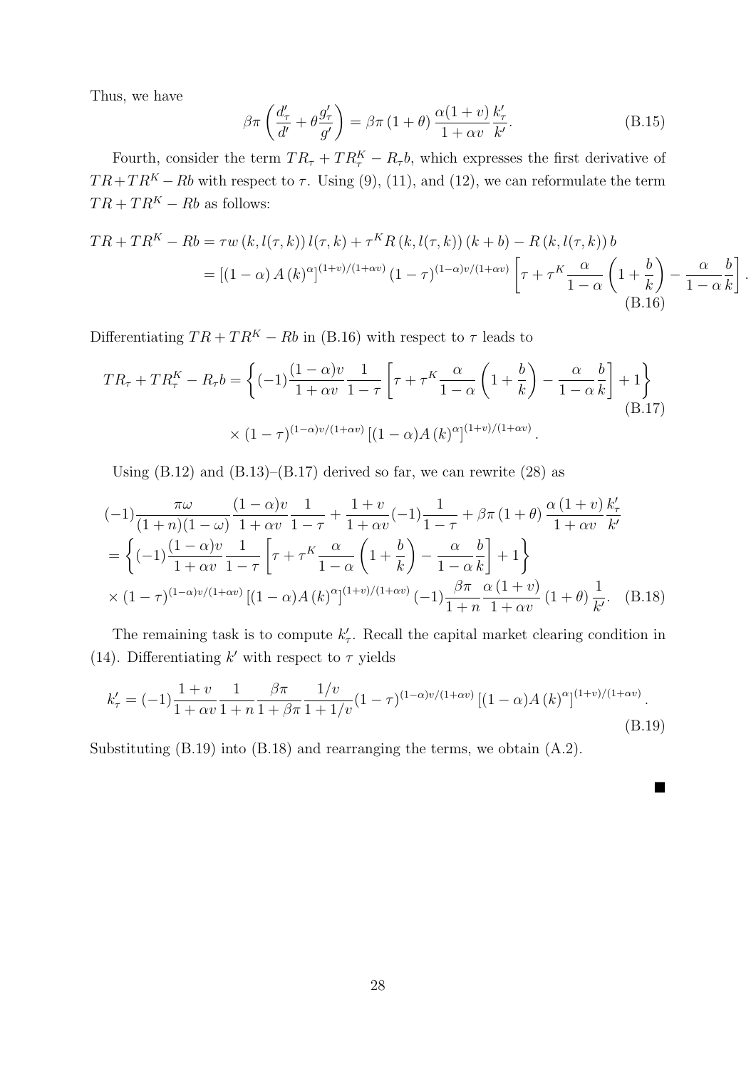Thus, we have

$$\beta\pi\left(\frac{d'_\tau}{d'}+\theta\frac{g'_\tau}{g'}\right)=\beta\pi\left(1+\theta\right)\frac{\alpha(1+v)}{1+\alpha v}\frac{k'_\tau}{k'}. \tag{B.15}$$

Fourth, consider the term $TR_\tau + TR^K_\tau - R_\tau b$, which expresses the first derivative of $TR+TR^K-Rb$ with respect to $\tau$. Using (9), (11), and (12), we can reformulate the term $TR+TR^K-Rb$ as follows:

$$\begin{aligned}TR+TR^K-Rb &= \tau w\left(k,l(\tau,k)\right)l(\tau,k)+\tau^K R\left(k,l(\tau,k)\right)(k+b)-R\left(k,l(\tau,k)\right)b\\ &=\left[(1-\alpha)A\left(k\right)^{\alpha}\right]^{(1+v)/(1+\alpha v)}\left(1-\tau\right)^{(1-\alpha)v/(1+\alpha v)}\left[\tau+\tau^K\frac{\alpha}{1-\alpha}\left(1+\frac{b}{k}\right)-\frac{\alpha}{1-\alpha}\frac{b}{k}\right].\end{aligned} \tag{B.16}$$

Differentiating $TR+TR^K-Rb$ in (B.16) with respect to $\tau$ leads to

$$\begin{aligned}TR_\tau+TR^K_\tau-R_\tau b &=\left\{(-1)\frac{(1-\alpha)v}{1+\alpha v}\frac{1}{1-\tau}\left[\tau+\tau^K\frac{\alpha}{1-\alpha}\left(1+\frac{b}{k}\right)-\frac{\alpha}{1-\alpha}\frac{b}{k}\right]+1\right\}\\ &\quad\times\left(1-\tau\right)^{(1-\alpha)v/(1+\alpha v)}\left[(1-\alpha)A\left(k\right)^{\alpha}\right]^{(1+v)/(1+\alpha v)}.\end{aligned} \tag{B.17}$$

Using (B.12) and (B.13)–(B.17) derived so far, we can rewrite (28) as

$$\begin{aligned}&(-1)\frac{\pi\omega}{(1+n)(1-\omega)}\frac{(1-\alpha)v}{1+\alpha v}\frac{1}{1-\tau}+\frac{1+v}{1+\alpha v}(-1)\frac{1}{1-\tau}+\beta\pi\left(1+\theta\right)\frac{\alpha\left(1+v\right)}{1+\alpha v}\frac{k'_\tau}{k'}\\ &=\left\{(-1)\frac{(1-\alpha)v}{1+\alpha v}\frac{1}{1-\tau}\left[\tau+\tau^K\frac{\alpha}{1-\alpha}\left(1+\frac{b}{k}\right)-\frac{\alpha}{1-\alpha}\frac{b}{k}\right]+1\right\}\\ &\times\left(1-\tau\right)^{(1-\alpha)v/(1+\alpha v)}\left[(1-\alpha)A\left(k\right)^{\alpha}\right]^{(1+v)/(1+\alpha v)}(-1)\frac{\beta\pi}{1+n}\frac{\alpha\left(1+v\right)}{1+\alpha v}\left(1+\theta\right)\frac{1}{k'}.\end{aligned} \tag{B.18}$$

The remaining task is to compute $k'_\tau$. Recall the capital market clearing condition in (14). Differentiating $k'$ with respect to $\tau$ yields

$$k'_\tau=(-1)\frac{1+v}{1+\alpha v}\frac{1}{1+n}\frac{\beta\pi}{1+\beta\pi}\frac{1/v}{1+1/v}(1-\tau)^{(1-\alpha)v/(1+\alpha v)}\left[(1-\alpha)A\left(k\right)^{\alpha}\right]^{(1+v)/(1+\alpha v)}. \tag{B.19}$$

Substituting (B.19) into (B.18) and rearranging the terms, we obtain (A.2).

■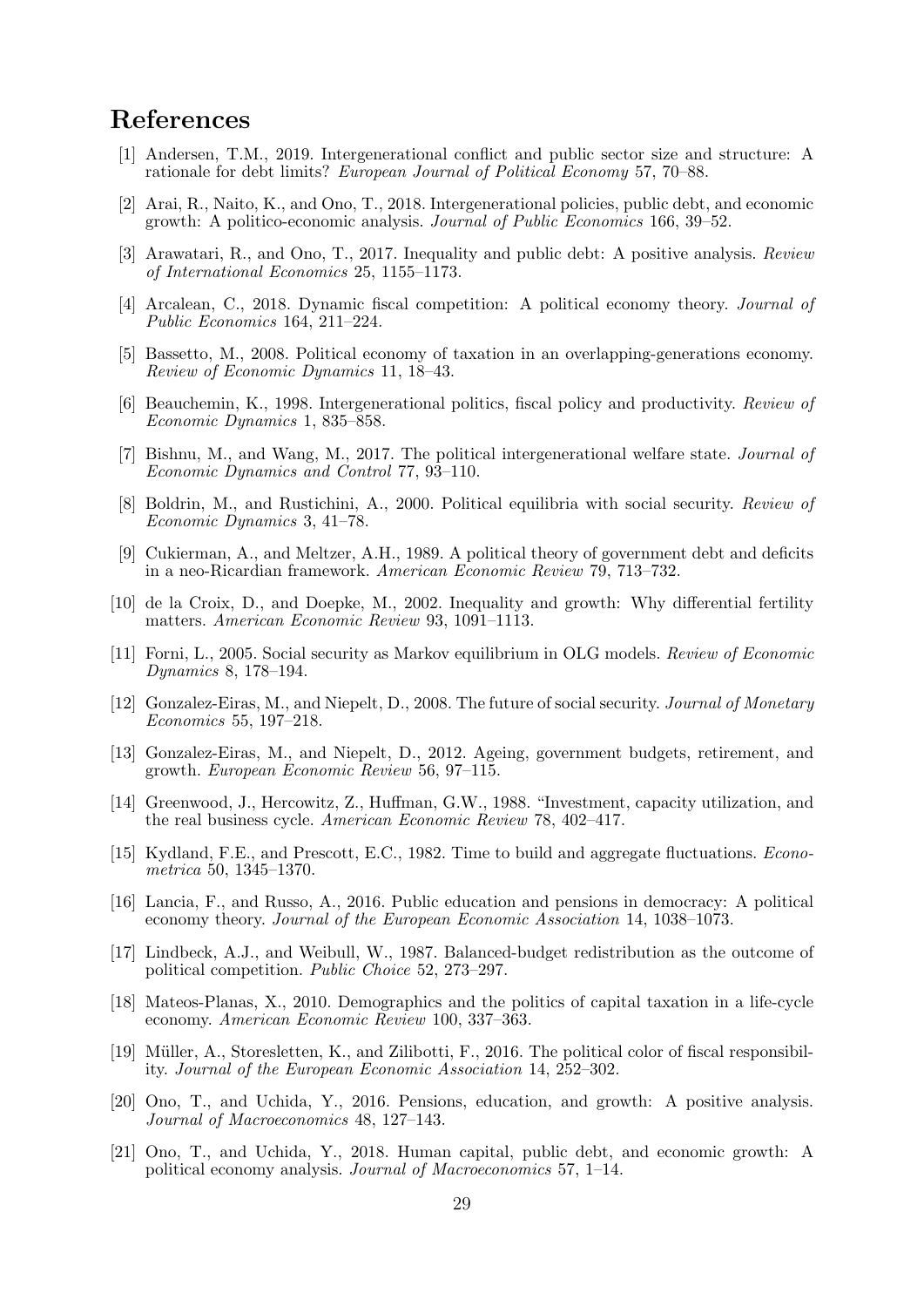# References

[1] Andersen, T.M., 2019. Intergenerational conflict and public sector size and structure: A rationale for debt limits? *European Journal of Political Economy* 57, 70–88.

[2] Arai, R., Naito, K., and Ono, T., 2018. Intergenerational policies, public debt, and economic growth: A politico-economic analysis. *Journal of Public Economics* 166, 39–52.

[3] Arawatari, R., and Ono, T., 2017. Inequality and public debt: A positive analysis. *Review of International Economics* 25, 1155–1173.

[4] Arcalean, C., 2018. Dynamic fiscal competition: A political economy theory. *Journal of Public Economics* 164, 211–224.

[5] Bassetto, M., 2008. Political economy of taxation in an overlapping-generations economy. *Review of Economic Dynamics* 11, 18–43.

[6] Beauchemin, K., 1998. Intergenerational politics, fiscal policy and productivity. *Review of Economic Dynamics* 1, 835–858.

[7] Bishnu, M., and Wang, M., 2017. The political intergenerational welfare state. *Journal of Economic Dynamics and Control* 77, 93–110.

[8] Boldrin, M., and Rustichini, A., 2000. Political equilibria with social security. *Review of Economic Dynamics* 3, 41–78.

[9] Cukierman, A., and Meltzer, A.H., 1989. A political theory of government debt and deficits in a neo-Ricardian framework. *American Economic Review* 79, 713–732.

[10] de la Croix, D., and Doepke, M., 2002. Inequality and growth: Why differential fertility matters. *American Economic Review* 93, 1091–1113.

[11] Forni, L., 2005. Social security as Markov equilibrium in OLG models. *Review of Economic Dynamics* 8, 178–194.

[12] Gonzalez-Eiras, M., and Niepelt, D., 2008. The future of social security. *Journal of Monetary Economics* 55, 197–218.

[13] Gonzalez-Eiras, M., and Niepelt, D., 2012. Ageing, government budgets, retirement, and growth. *European Economic Review* 56, 97–115.

[14] Greenwood, J., Hercowitz, Z., Huffman, G.W., 1988. "Investment, capacity utilization, and the real business cycle. *American Economic Review* 78, 402–417.

[15] Kydland, F.E., and Prescott, E.C., 1982. Time to build and aggregate fluctuations. *Econometrica* 50, 1345–1370.

[16] Lancia, F., and Russo, A., 2016. Public education and pensions in democracy: A political economy theory. *Journal of the European Economic Association* 14, 1038–1073.

[17] Lindbeck, A.J., and Weibull, W., 1987. Balanced-budget redistribution as the outcome of political competition. *Public Choice* 52, 273–297.

[18] Mateos-Planas, X., 2010. Demographics and the politics of capital taxation in a life-cycle economy. *American Economic Review* 100, 337–363.

[19] Müller, A., Storesletten, K., and Zilibotti, F., 2016. The political color of fiscal responsibility. *Journal of the European Economic Association* 14, 252–302.

[20] Ono, T., and Uchida, Y., 2016. Pensions, education, and growth: A positive analysis. *Journal of Macroeconomics* 48, 127–143.

[21] Ono, T., and Uchida, Y., 2018. Human capital, public debt, and economic growth: A political economy analysis. *Journal of Macroeconomics* 57, 1–14.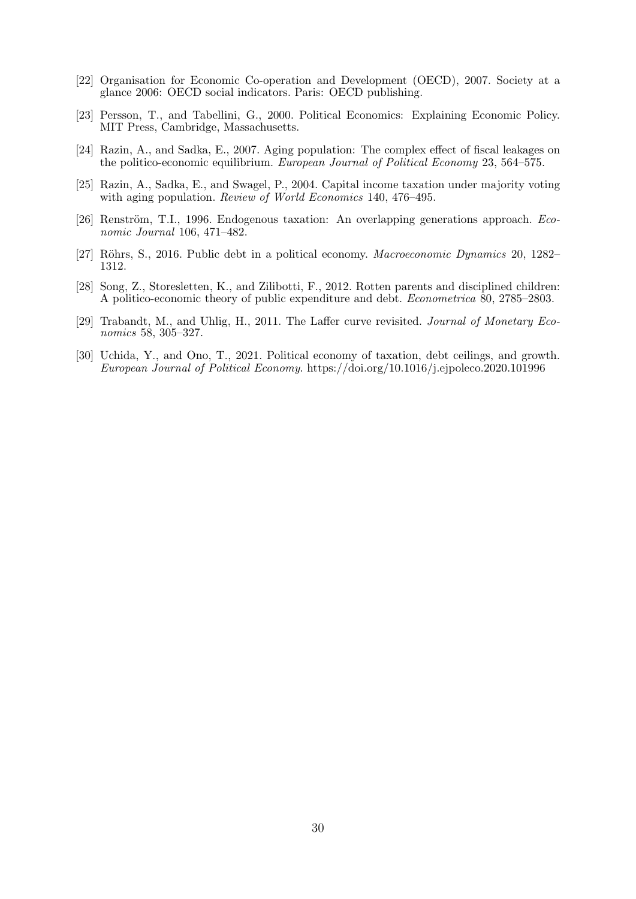[22] Organisation for Economic Co-operation and Development (OECD), 2007. Society at a glance 2006: OECD social indicators. Paris: OECD publishing.

[23] Persson, T., and Tabellini, G., 2000. Political Economics: Explaining Economic Policy. MIT Press, Cambridge, Massachusetts.

[24] Razin, A., and Sadka, E., 2007. Aging population: The complex effect of fiscal leakages on the politico-economic equilibrium. *European Journal of Political Economy* 23, 564–575.

[25] Razin, A., Sadka, E., and Swagel, P., 2004. Capital income taxation under majority voting with aging population. *Review of World Economics* 140, 476–495.

[26] Renström, T.I., 1996. Endogenous taxation: An overlapping generations approach. *Economic Journal* 106, 471–482.

[27] Röhrs, S., 2016. Public debt in a political economy. *Macroeconomic Dynamics* 20, 1282–1312.

[28] Song, Z., Storesletten, K., and Zilibotti, F., 2012. Rotten parents and disciplined children: A politico-economic theory of public expenditure and debt. *Econometrica* 80, 2785–2803.

[29] Trabandt, M., and Uhlig, H., 2011. The Laffer curve revisited. *Journal of Monetary Economics* 58, 305–327.

[30] Uchida, Y., and Ono, T., 2021. Political economy of taxation, debt ceilings, and growth. *European Journal of Political Economy*. https://doi.org/10.1016/j.ejpoleco.2020.101996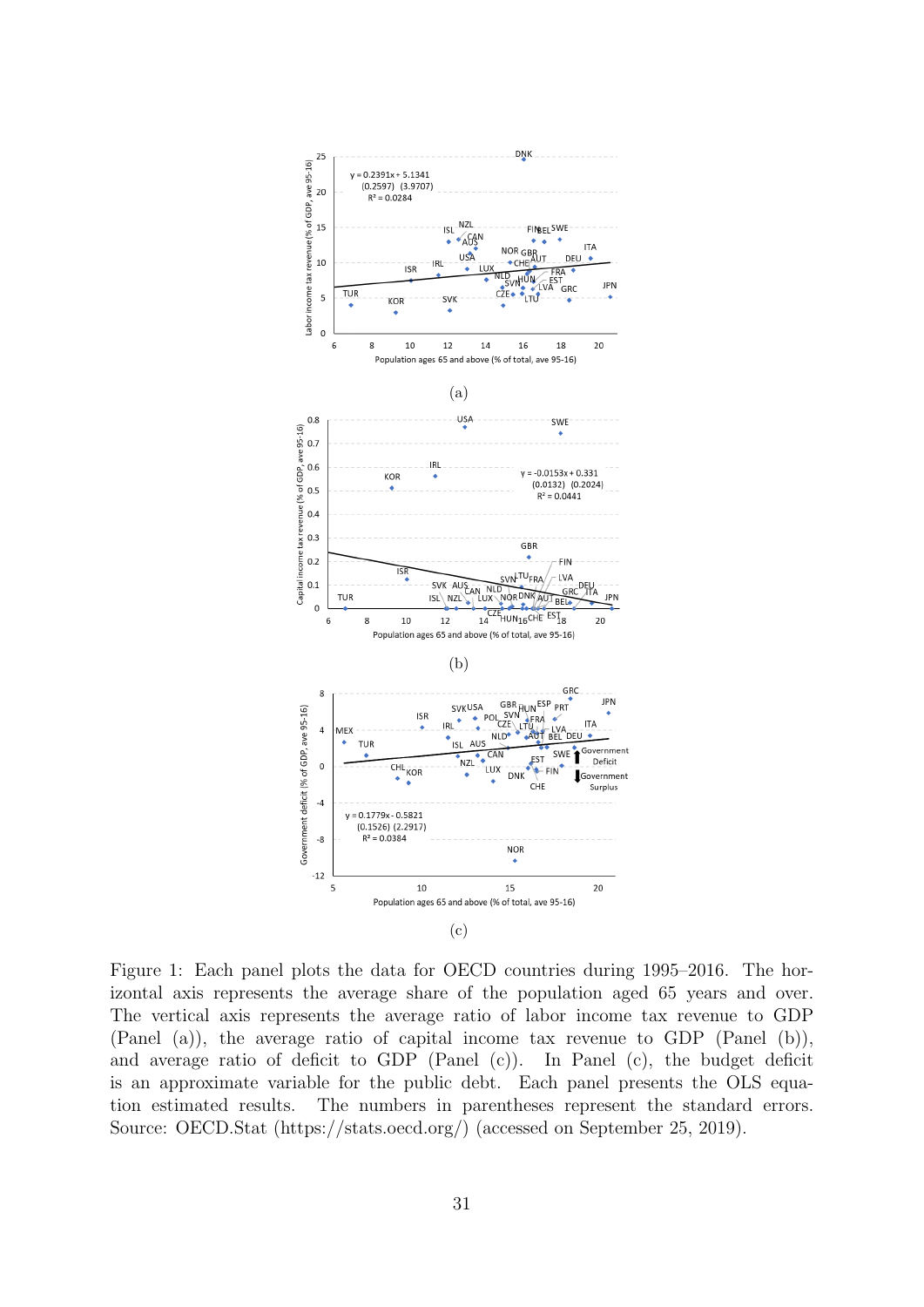(a)

(b)

(c)

Figure 1: Each panel plots the data for OECD countries during 1995–2016. The horizontal axis represents the average share of the population aged 65 years and over. The vertical axis represents the average ratio of labor income tax revenue to GDP (Panel (a)), the average ratio of capital income tax revenue to GDP (Panel (b)), and average ratio of deficit to GDP (Panel (c)). In Panel (c), the budget deficit is an approximate variable for the public debt. Each panel presents the OLS equation estimated results. The numbers in parentheses represent the standard errors. Source: OECD.Stat (https://stats.oecd.org/) (accessed on September 25, 2019).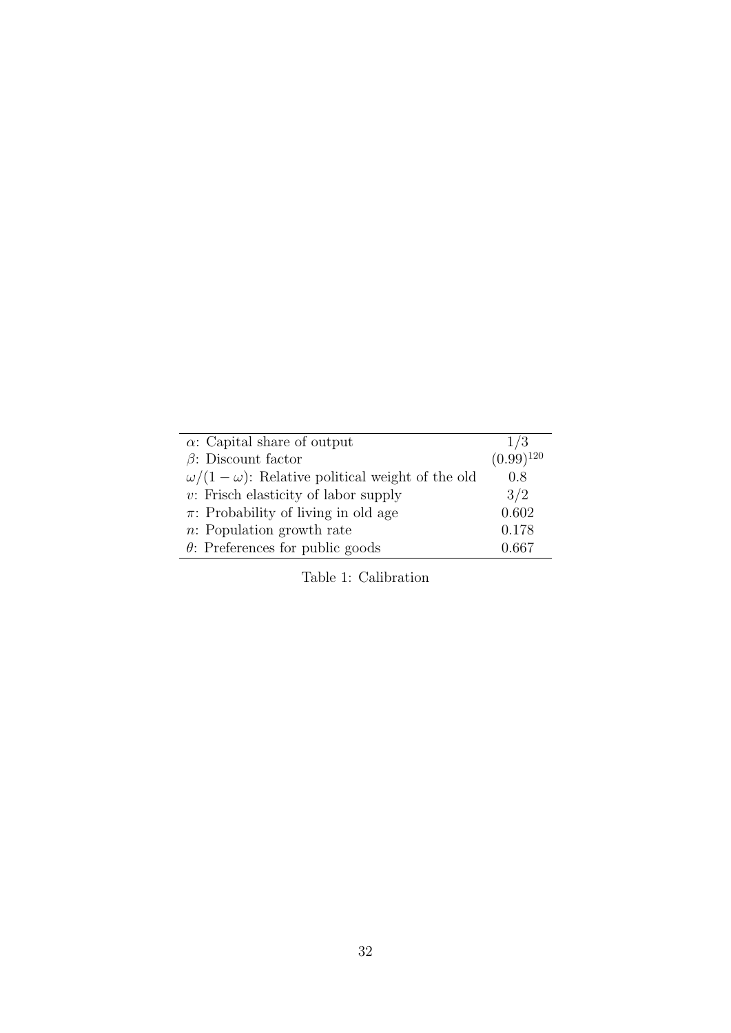| | |
|---|---|
| $\alpha$: Capital share of output | $1/3$ |
| $\beta$: Discount factor | $(0.99)^{120}$ |
| $\omega/(1-\omega)$: Relative political weight of the old | 0.8 |
| $\upsilon$: Frisch elasticity of labor supply | $3/2$ |
| $\pi$: Probability of living in old age | 0.602 |
| $n$: Population growth rate | 0.178 |
| $\theta$: Preferences for public goods | 0.667 |

Table 1: Calibration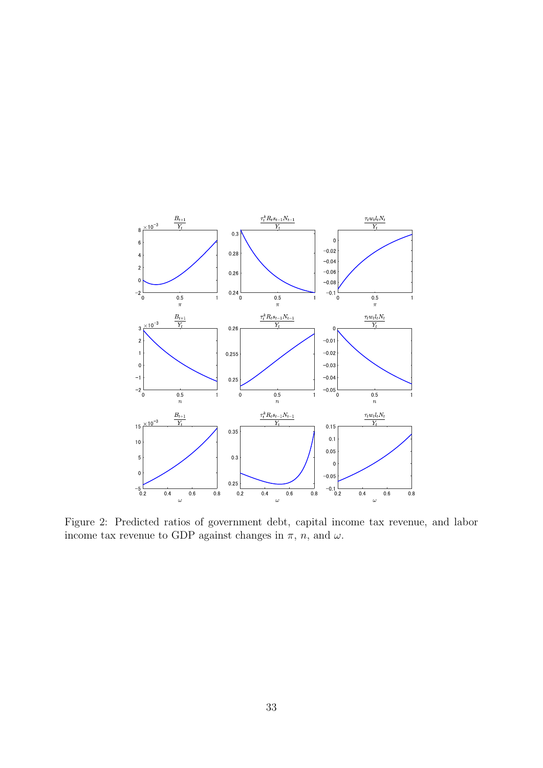Figure 2: Predicted ratios of government debt, capital income tax revenue, and labor income tax revenue to GDP against changes in $\pi$, $n$, and $\omega$.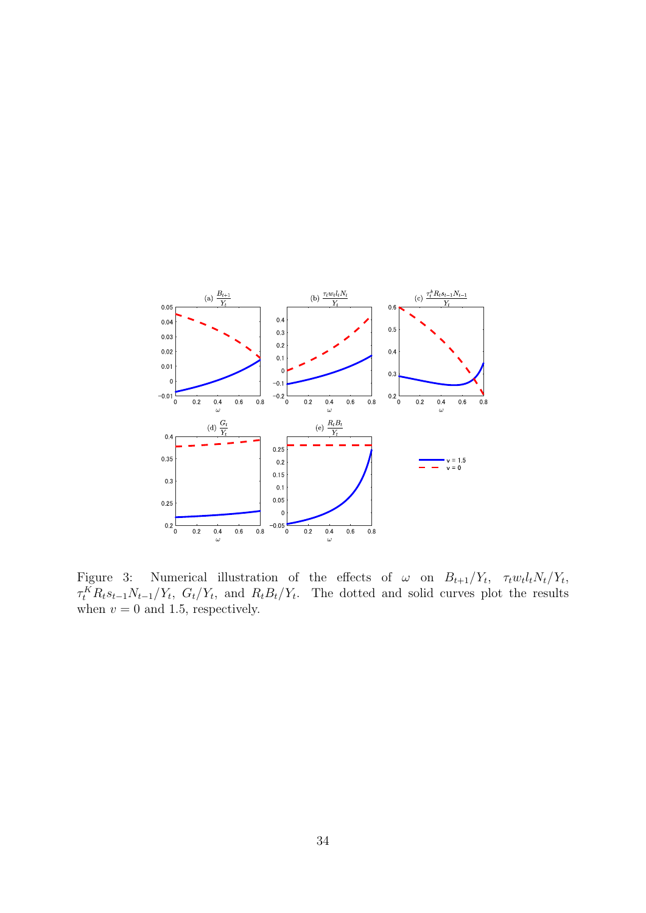Figure 3: Numerical illustration of the effects of $\omega$ on $B_{t+1}/Y_t$, $\tau_t w_t l_t N_t/Y_t$, $\tau_t^K R_t s_{t-1} N_{t-1}/Y_t$, $G_t/Y_t$, and $R_t B_t/Y_t$. The dotted and solid curves plot the results when $v = 0$ and 1.5, respectively.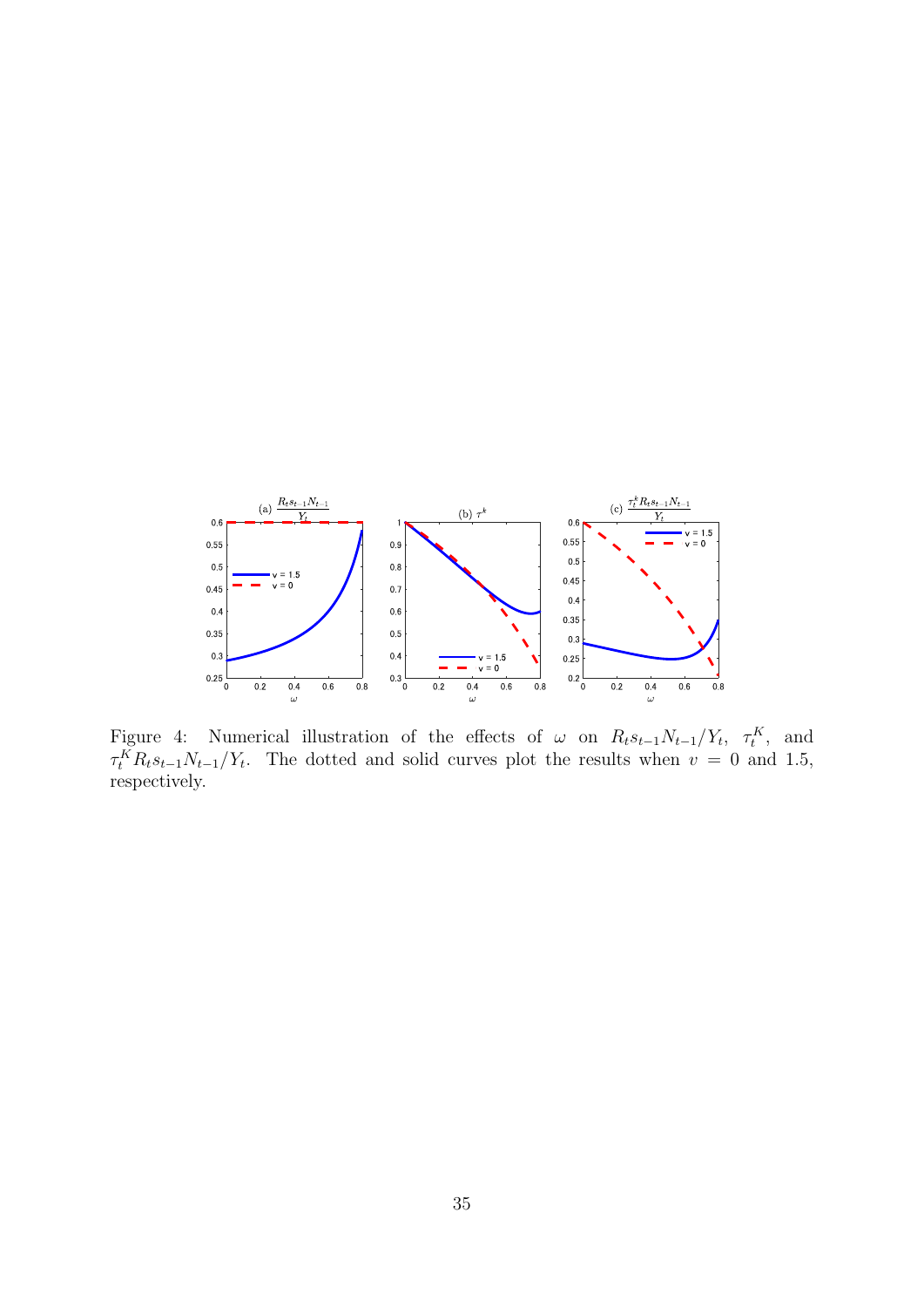(a) $\frac{R_t s_{t-1} N_{t-1}}{Y_t}$

0.6
0.55
0.5
0.45
0.4
0.35
0.3
0.25

v = 1.5
v = 0

0 0.2 0.4 0.6 0.8

$\omega$

(b) $\tau^k$

1
0.9
0.8
0.7
0.6
0.5
0.4
0.3

v = 1.5
v = 0

0 0.2 0.4 0.6 0.8

$\omega$

(c) $\frac{\tau_t^k R_t s_{t-1} N_{t-1}}{Y_t}$

0.6
0.55
0.5
0.45
0.4
0.35
0.3
0.25
0.2

v = 1.5
v = 0

0 0.2 0.4 0.6 0.8

$\omega$

Figure 4: Numerical illustration of the effects of $\omega$ on $R_t s_{t-1} N_{t-1}/Y_t$, $\tau_t^K$, and $\tau_t^K R_t s_{t-1} N_{t-1}/Y_t$. The dotted and solid curves plot the results when $v = 0$ and 1.5, respectively.